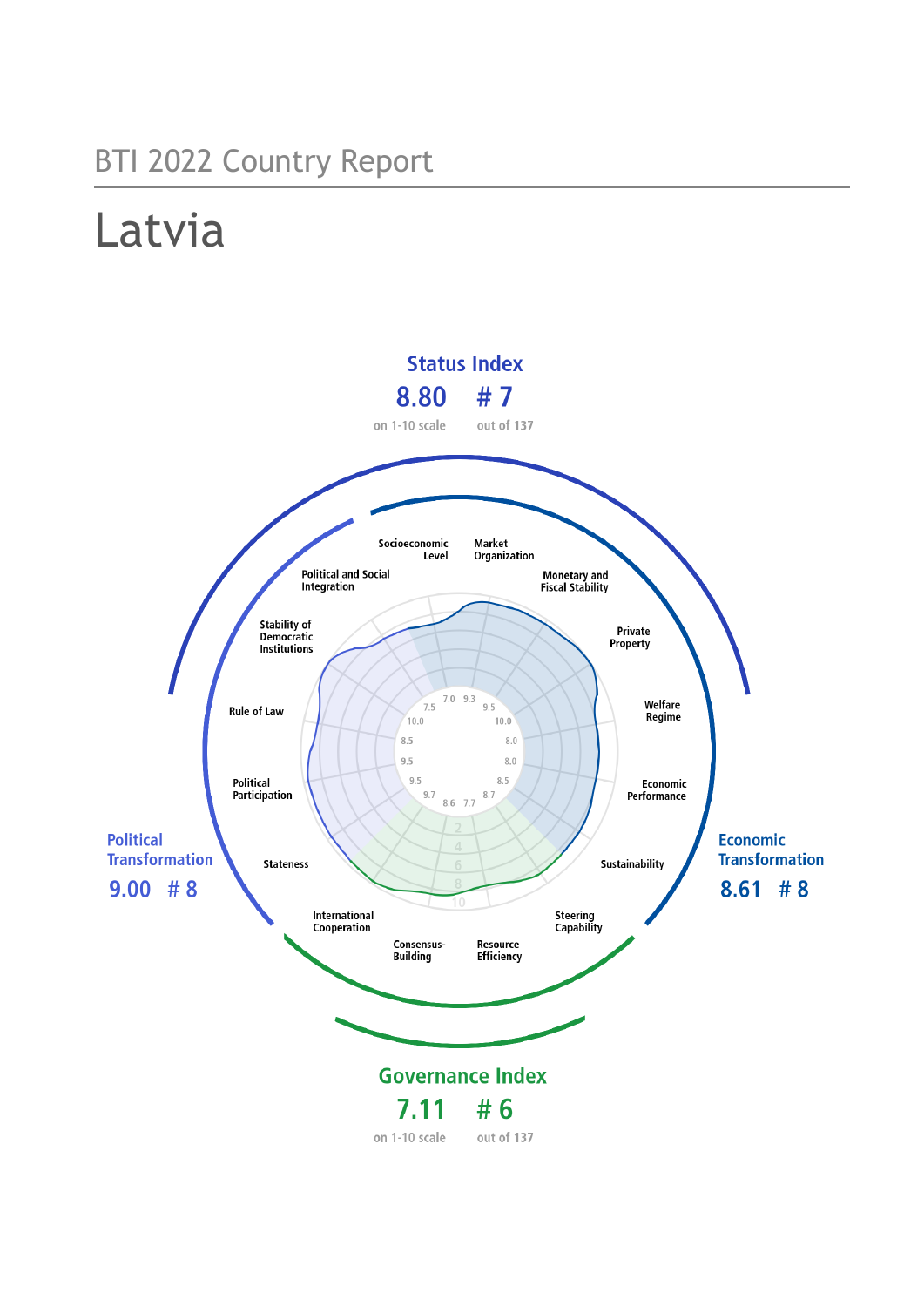# BTI 2022 Country Report

# Latvia

## Status Index

**8.80** on 1-10 scale

**# 7** out of 137

## Political Transformation

**9.00** **# 8**

## Economic Transformation

**8.61** **# 8**

## Governance Index

**7.11** on 1-10 scale

**# 6** out of 137

| Criterion | Score |
| --- | --- |
| Socioeconomic Level | 7.0 |
| Market Organization | 9.3 |
| Monetary and Fiscal Stability | 9.5 |
| Private Property | 10.0 |
| Welfare Regime | 8.0 |
| Economic Performance | 8.0 |
| Sustainability | 8.5 |
| Steering Capability | 8.7 |
| Resource Efficiency | 7.7 |
| Consensus-Building | 8.6 |
| International Cooperation | 9.7 |
| Stateness | 9.5 |
| Political Participation | 9.5 |
| Rule of Law | 8.5 |
| Stability of Democratic Institutions | 10.0 |
| Political and Social Integration | 7.5 |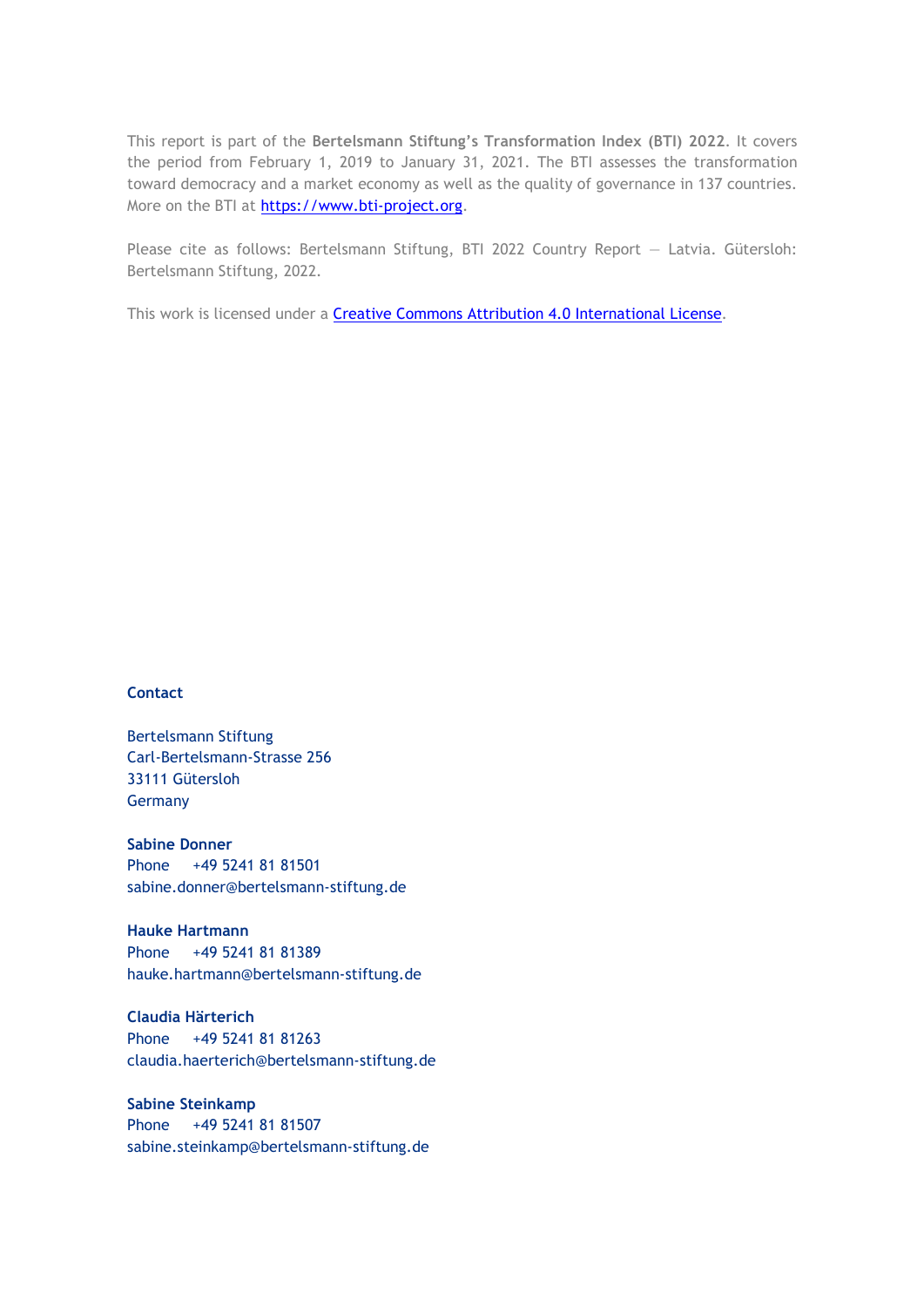This report is part of the **Bertelsmann Stiftung's Transformation Index (BTI) 2022**. It covers the period from February 1, 2019 to January 31, 2021. The BTI assesses the transformation toward democracy and a market economy as well as the quality of governance in 137 countries. More on the BTI at https://www.bti-project.org.

Please cite as follows: Bertelsmann Stiftung, BTI 2022 Country Report — Latvia. Gütersloh: Bertelsmann Stiftung, 2022.

This work is licensed under a Creative Commons Attribution 4.0 International License.

**Contact**

Bertelsmann Stiftung
Carl-Bertelsmann-Strasse 256
33111 Gütersloh
Germany

**Sabine Donner**
Phone +49 5241 81 81501
sabine.donner@bertelsmann-stiftung.de

**Hauke Hartmann**
Phone +49 5241 81 81389
hauke.hartmann@bertelsmann-stiftung.de

**Claudia Härterich**
Phone +49 5241 81 81263
claudia.haerterich@bertelsmann-stiftung.de

**Sabine Steinkamp**
Phone +49 5241 81 81507
sabine.steinkamp@bertelsmann-stiftung.de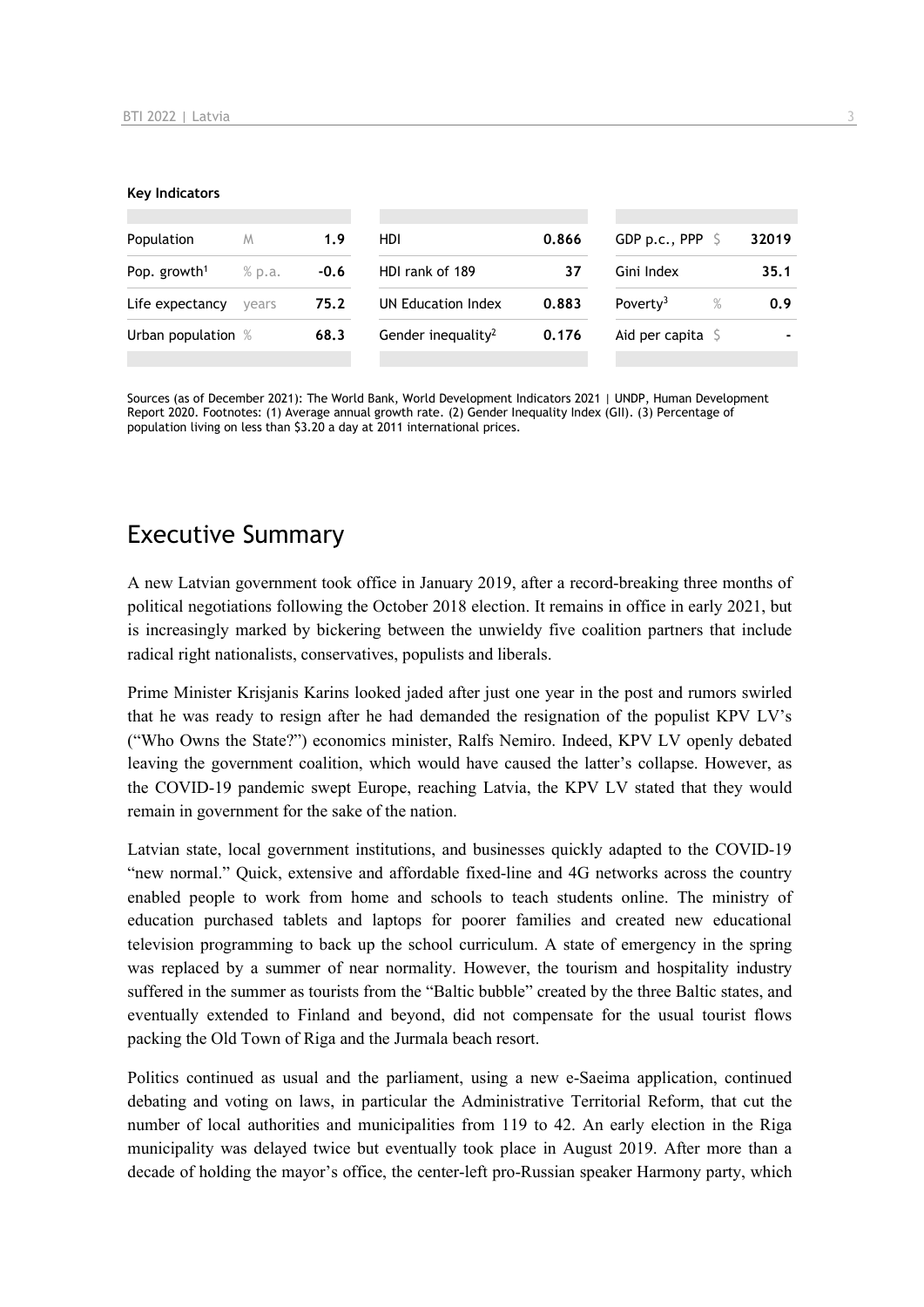**Key Indicators**

| Population | M | 1.9 | HDI | 0.866 | GDP p.c., PPP | $ | 32019 |
|---|---|---|---|---|---|---|---|
| Pop. growth[1] | % p.a. | -0.6 | HDI rank of 189 | 37 | Gini Index | | 35.1 |
| Life expectancy | years | 75.2 | UN Education Index | 0.883 | Poverty[3] | % | 0.9 |
| Urban population | % | 68.3 | Gender inequality[2] | 0.176 | Aid per capita | $ | - |

Sources (as of December 2021): The World Bank, World Development Indicators 2021 | UNDP, Human Development Report 2020. Footnotes: (1) Average annual growth rate. (2) Gender Inequality Index (GII). (3) Percentage of population living on less than $3.20 a day at 2011 international prices.

# Executive Summary

A new Latvian government took office in January 2019, after a record-breaking three months of political negotiations following the October 2018 election. It remains in office in early 2021, but is increasingly marked by bickering between the unwieldy five coalition partners that include radical right nationalists, conservatives, populists and liberals.

Prime Minister Krisjanis Karins looked jaded after just one year in the post and rumors swirled that he was ready to resign after he had demanded the resignation of the populist KPV LV's ("Who Owns the State?") economics minister, Ralfs Nemiro. Indeed, KPV LV openly debated leaving the government coalition, which would have caused the latter's collapse. However, as the COVID-19 pandemic swept Europe, reaching Latvia, the KPV LV stated that they would remain in government for the sake of the nation.

Latvian state, local government institutions, and businesses quickly adapted to the COVID-19 "new normal." Quick, extensive and affordable fixed-line and 4G networks across the country enabled people to work from home and schools to teach students online. The ministry of education purchased tablets and laptops for poorer families and created new educational television programming to back up the school curriculum. A state of emergency in the spring was replaced by a summer of near normality. However, the tourism and hospitality industry suffered in the summer as tourists from the "Baltic bubble" created by the three Baltic states, and eventually extended to Finland and beyond, did not compensate for the usual tourist flows packing the Old Town of Riga and the Jurmala beach resort.

Politics continued as usual and the parliament, using a new e-Saeima application, continued debating and voting on laws, in particular the Administrative Territorial Reform, that cut the number of local authorities and municipalities from 119 to 42. An early election in the Riga municipality was delayed twice but eventually took place in August 2019. After more than a decade of holding the mayor's office, the center-left pro-Russian speaker Harmony party, which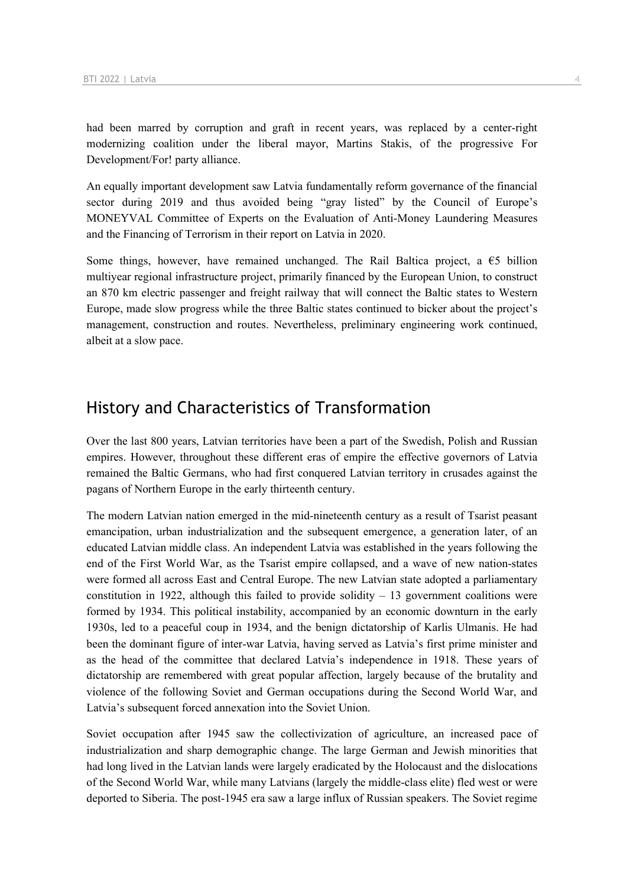had been marred by corruption and graft in recent years, was replaced by a center-right modernizing coalition under the liberal mayor, Martins Stakis, of the progressive For Development/For! party alliance.

An equally important development saw Latvia fundamentally reform governance of the financial sector during 2019 and thus avoided being "gray listed" by the Council of Europe's MONEYVAL Committee of Experts on the Evaluation of Anti-Money Laundering Measures and the Financing of Terrorism in their report on Latvia in 2020.

Some things, however, have remained unchanged. The Rail Baltica project, a €5 billion multiyear regional infrastructure project, primarily financed by the European Union, to construct an 870 km electric passenger and freight railway that will connect the Baltic states to Western Europe, made slow progress while the three Baltic states continued to bicker about the project's management, construction and routes. Nevertheless, preliminary engineering work continued, albeit at a slow pace.

## History and Characteristics of Transformation

Over the last 800 years, Latvian territories have been a part of the Swedish, Polish and Russian empires. However, throughout these different eras of empire the effective governors of Latvia remained the Baltic Germans, who had first conquered Latvian territory in crusades against the pagans of Northern Europe in the early thirteenth century.

The modern Latvian nation emerged in the mid-nineteenth century as a result of Tsarist peasant emancipation, urban industrialization and the subsequent emergence, a generation later, of an educated Latvian middle class. An independent Latvia was established in the years following the end of the First World War, as the Tsarist empire collapsed, and a wave of new nation-states were formed all across East and Central Europe. The new Latvian state adopted a parliamentary constitution in 1922, although this failed to provide solidity – 13 government coalitions were formed by 1934. This political instability, accompanied by an economic downturn in the early 1930s, led to a peaceful coup in 1934, and the benign dictatorship of Karlis Ulmanis. He had been the dominant figure of inter-war Latvia, having served as Latvia's first prime minister and as the head of the committee that declared Latvia's independence in 1918. These years of dictatorship are remembered with great popular affection, largely because of the brutality and violence of the following Soviet and German occupations during the Second World War, and Latvia's subsequent forced annexation into the Soviet Union.

Soviet occupation after 1945 saw the collectivization of agriculture, an increased pace of industrialization and sharp demographic change. The large German and Jewish minorities that had long lived in the Latvian lands were largely eradicated by the Holocaust and the dislocations of the Second World War, while many Latvians (largely the middle-class elite) fled west or were deported to Siberia. The post-1945 era saw a large influx of Russian speakers. The Soviet regime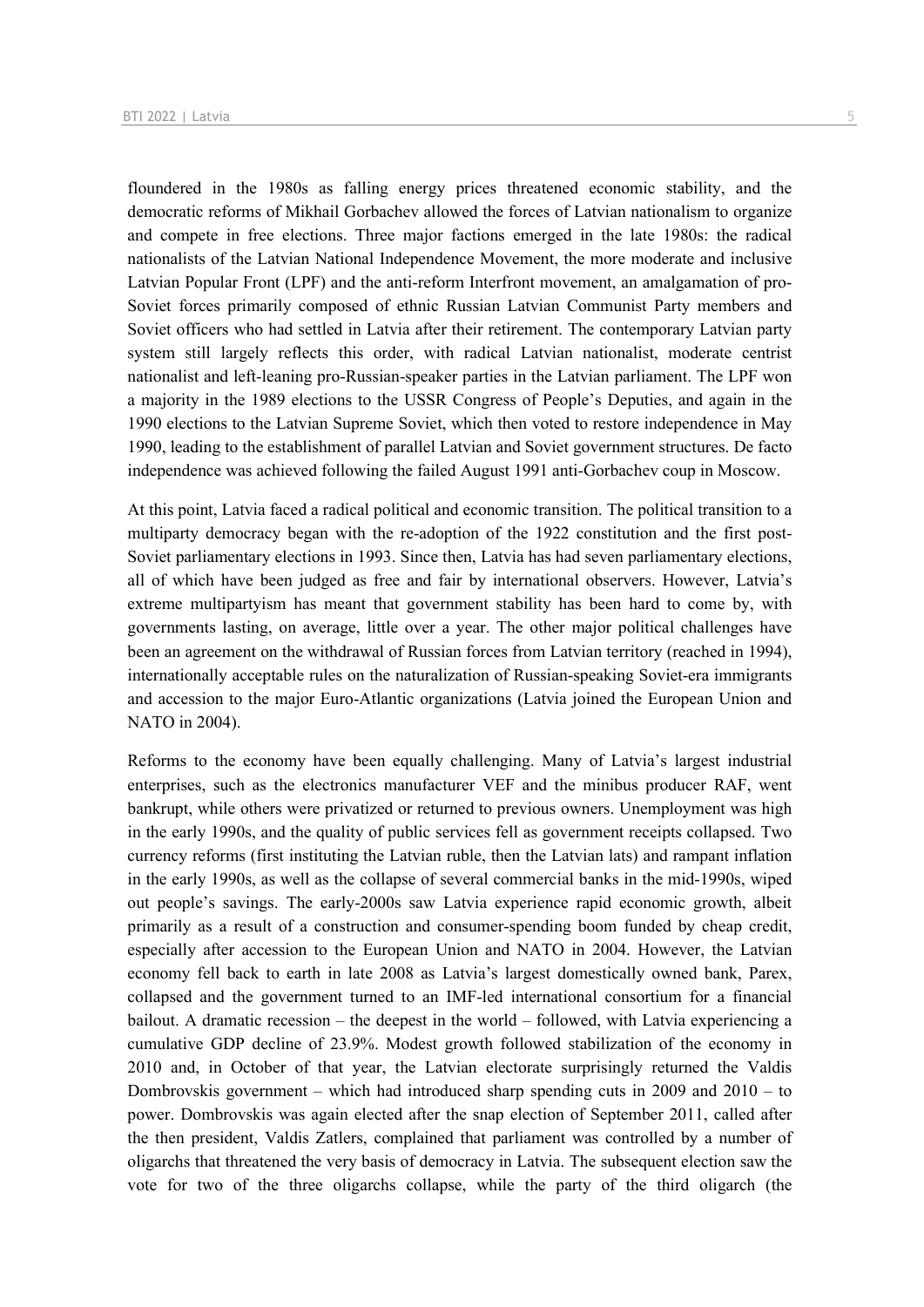floundered in the 1980s as falling energy prices threatened economic stability, and the democratic reforms of Mikhail Gorbachev allowed the forces of Latvian nationalism to organize and compete in free elections. Three major factions emerged in the late 1980s: the radical nationalists of the Latvian National Independence Movement, the more moderate and inclusive Latvian Popular Front (LPF) and the anti-reform Interfront movement, an amalgamation of pro-Soviet forces primarily composed of ethnic Russian Latvian Communist Party members and Soviet officers who had settled in Latvia after their retirement. The contemporary Latvian party system still largely reflects this order, with radical Latvian nationalist, moderate centrist nationalist and left-leaning pro-Russian-speaker parties in the Latvian parliament. The LPF won a majority in the 1989 elections to the USSR Congress of People's Deputies, and again in the 1990 elections to the Latvian Supreme Soviet, which then voted to restore independence in May 1990, leading to the establishment of parallel Latvian and Soviet government structures. De facto independence was achieved following the failed August 1991 anti-Gorbachev coup in Moscow.

At this point, Latvia faced a radical political and economic transition. The political transition to a multiparty democracy began with the re-adoption of the 1922 constitution and the first post-Soviet parliamentary elections in 1993. Since then, Latvia has had seven parliamentary elections, all of which have been judged as free and fair by international observers. However, Latvia's extreme multipartyism has meant that government stability has been hard to come by, with governments lasting, on average, little over a year. The other major political challenges have been an agreement on the withdrawal of Russian forces from Latvian territory (reached in 1994), internationally acceptable rules on the naturalization of Russian-speaking Soviet-era immigrants and accession to the major Euro-Atlantic organizations (Latvia joined the European Union and NATO in 2004).

Reforms to the economy have been equally challenging. Many of Latvia's largest industrial enterprises, such as the electronics manufacturer VEF and the minibus producer RAF, went bankrupt, while others were privatized or returned to previous owners. Unemployment was high in the early 1990s, and the quality of public services fell as government receipts collapsed. Two currency reforms (first instituting the Latvian ruble, then the Latvian lats) and rampant inflation in the early 1990s, as well as the collapse of several commercial banks in the mid-1990s, wiped out people's savings. The early-2000s saw Latvia experience rapid economic growth, albeit primarily as a result of a construction and consumer-spending boom funded by cheap credit, especially after accession to the European Union and NATO in 2004. However, the Latvian economy fell back to earth in late 2008 as Latvia's largest domestically owned bank, Parex, collapsed and the government turned to an IMF-led international consortium for a financial bailout. A dramatic recession – the deepest in the world – followed, with Latvia experiencing a cumulative GDP decline of 23.9%. Modest growth followed stabilization of the economy in 2010 and, in October of that year, the Latvian electorate surprisingly returned the Valdis Dombrovskis government – which had introduced sharp spending cuts in 2009 and 2010 – to power. Dombrovskis was again elected after the snap election of September 2011, called after the then president, Valdis Zatlers, complained that parliament was controlled by a number of oligarchs that threatened the very basis of democracy in Latvia. The subsequent election saw the vote for two of the three oligarchs collapse, while the party of the third oligarch (the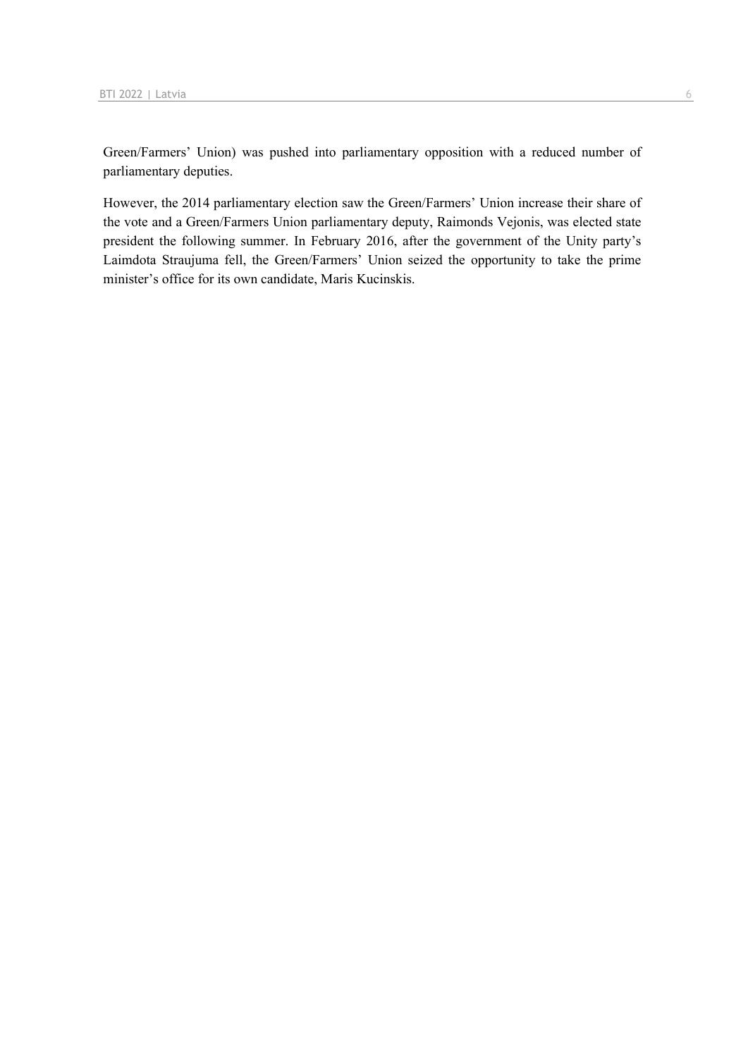Green/Farmers' Union) was pushed into parliamentary opposition with a reduced number of parliamentary deputies.

However, the 2014 parliamentary election saw the Green/Farmers' Union increase their share of the vote and a Green/Farmers Union parliamentary deputy, Raimonds Vejonis, was elected state president the following summer. In February 2016, after the government of the Unity party's Laimdota Straujuma fell, the Green/Farmers' Union seized the opportunity to take the prime minister's office for its own candidate, Maris Kucinskis.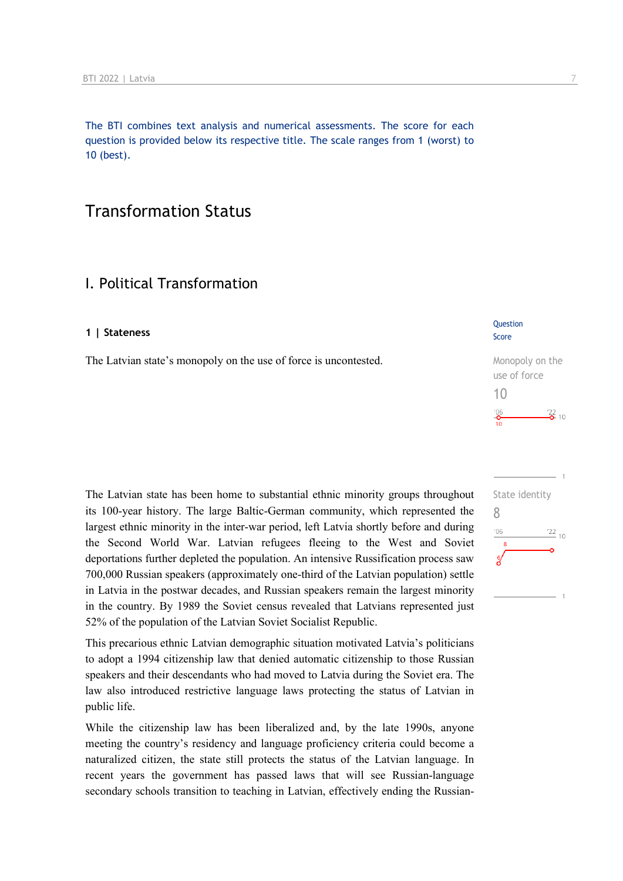The BTI combines text analysis and numerical assessments. The score for each question is provided below its respective title. The scale ranges from 1 (worst) to 10 (best).

# Transformation Status

## I. Political Transformation

### 1 | Stateness

Question Score

The Latvian state's monopoly on the use of force is uncontested.

Monopoly on the use of force
10

'06: 10 — '22: 10

The Latvian state has been home to substantial ethnic minority groups throughout its 100-year history. The large Baltic-German community, which represented the largest ethnic minority in the inter-war period, left Latvia shortly before and during the Second World War. Latvian refugees fleeing to the West and Soviet deportations further depleted the population. An intensive Russification process saw 700,000 Russian speakers (approximately one-third of the Latvian population) settle in Latvia in the postwar decades, and Russian speakers remain the largest minority in the country. By 1989 the Soviet census revealed that Latvians represented just 52% of the population of the Latvian Soviet Socialist Republic.

State identity
8

'06: 6 — '22: 8

This precarious ethnic Latvian demographic situation motivated Latvia's politicians to adopt a 1994 citizenship law that denied automatic citizenship to those Russian speakers and their descendants who had moved to Latvia during the Soviet era. The law also introduced restrictive language laws protecting the status of Latvian in public life.

While the citizenship law has been liberalized and, by the late 1990s, anyone meeting the country's residency and language proficiency criteria could become a naturalized citizen, the state still protects the status of the Latvian language. In recent years the government has passed laws that will see Russian-language secondary schools transition to teaching in Latvian, effectively ending the Russian-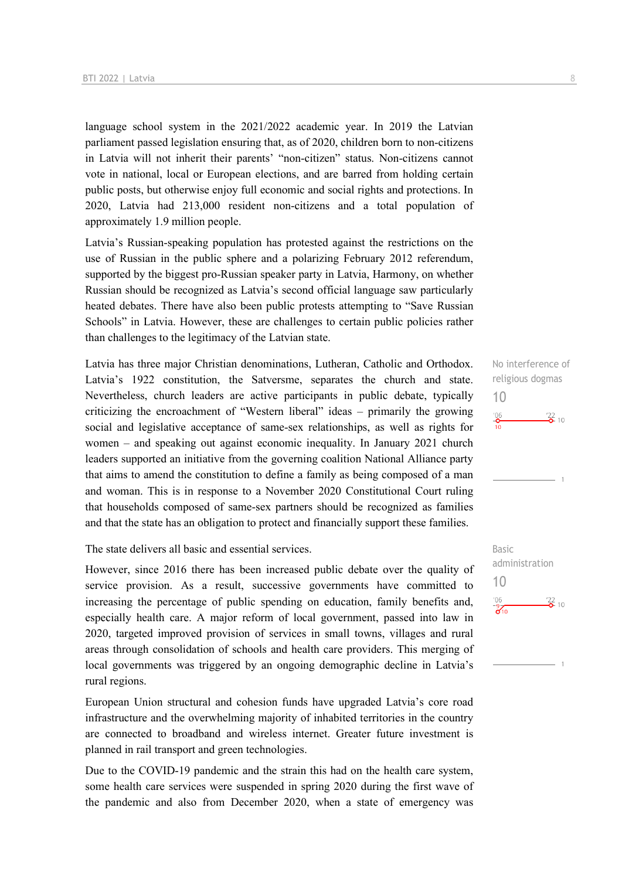language school system in the 2021/2022 academic year. In 2019 the Latvian parliament passed legislation ensuring that, as of 2020, children born to non-citizens in Latvia will not inherit their parents' "non-citizen" status. Non-citizens cannot vote in national, local or European elections, and are barred from holding certain public posts, but otherwise enjoy full economic and social rights and protections. In 2020, Latvia had 213,000 resident non-citizens and a total population of approximately 1.9 million people.

Latvia's Russian-speaking population has protested against the restrictions on the use of Russian in the public sphere and a polarizing February 2012 referendum, supported by the biggest pro-Russian speaker party in Latvia, Harmony, on whether Russian should be recognized as Latvia's second official language saw particularly heated debates. There have also been public protests attempting to "Save Russian Schools" in Latvia. However, these are challenges to certain public policies rather than challenges to the legitimacy of the Latvian state.

No interference of religious dogmas
10

Latvia has three major Christian denominations, Lutheran, Catholic and Orthodox. Latvia's 1922 constitution, the Satversme, separates the church and state. Nevertheless, church leaders are active participants in public debate, typically criticizing the encroachment of "Western liberal" ideas – primarily the growing social and legislative acceptance of same-sex relationships, as well as rights for women – and speaking out against economic inequality. In January 2021 church leaders supported an initiative from the governing coalition National Alliance party that aims to amend the constitution to define a family as being composed of a man and woman. This is in response to a November 2020 Constitutional Court ruling that households composed of same-sex partners should be recognized as families and that the state has an obligation to protect and financially support these families.

Basic administration
10

The state delivers all basic and essential services.

However, since 2016 there has been increased public debate over the quality of service provision. As a result, successive governments have committed to increasing the percentage of public spending on education, family benefits and, especially health care. A major reform of local government, passed into law in 2020, targeted improved provision of services in small towns, villages and rural areas through consolidation of schools and health care providers. This merging of local governments was triggered by an ongoing demographic decline in Latvia's rural regions.

European Union structural and cohesion funds have upgraded Latvia's core road infrastructure and the overwhelming majority of inhabited territories in the country are connected to broadband and wireless internet. Greater future investment is planned in rail transport and green technologies.

Due to the COVID-19 pandemic and the strain this had on the health care system, some health care services were suspended in spring 2020 during the first wave of the pandemic and also from December 2020, when a state of emergency was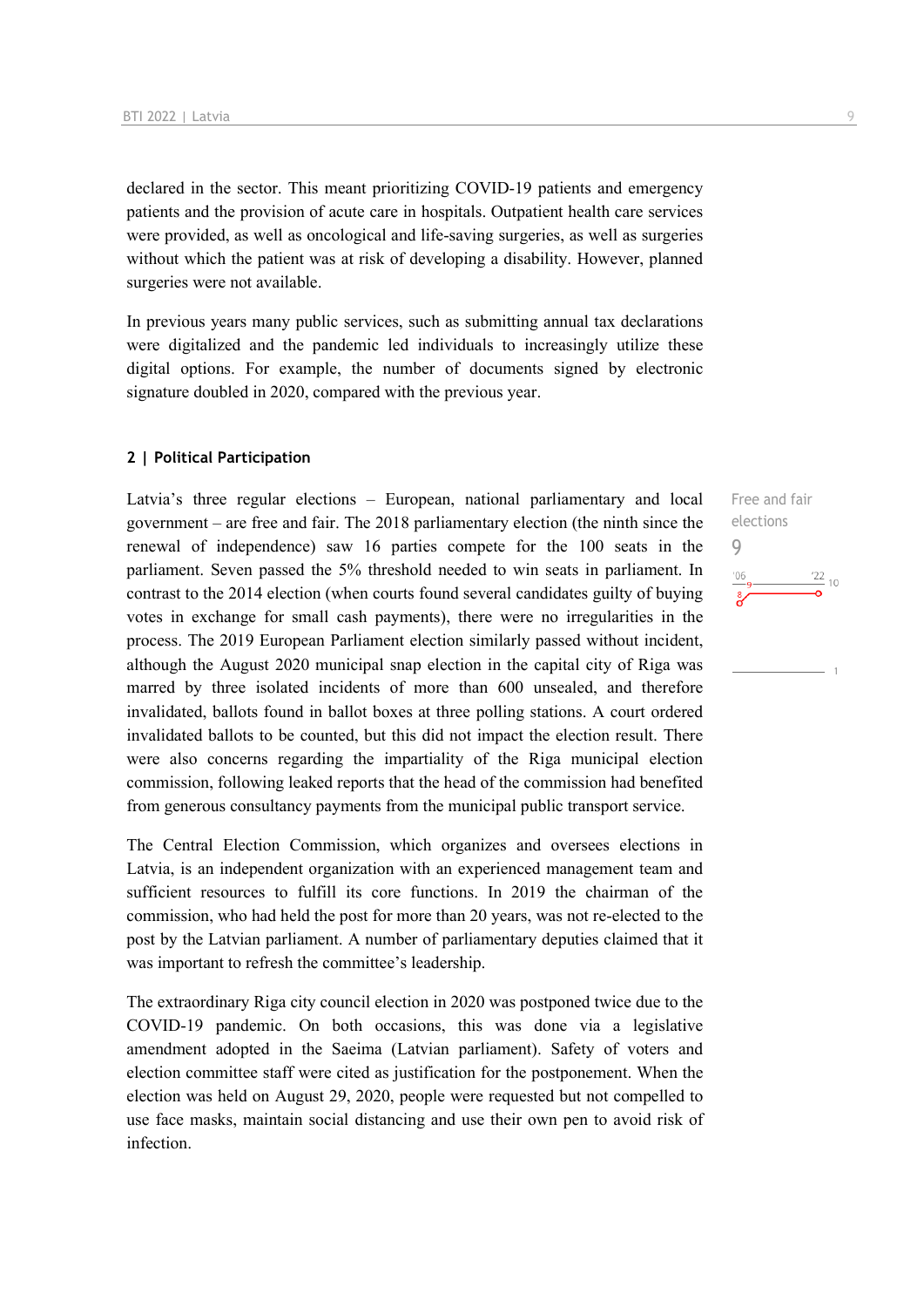declared in the sector. This meant prioritizing COVID-19 patients and emergency patients and the provision of acute care in hospitals. Outpatient health care services were provided, as well as oncological and life-saving surgeries, as well as surgeries without which the patient was at risk of developing a disability. However, planned surgeries were not available.

In previous years many public services, such as submitting annual tax declarations were digitalized and the pandemic led individuals to increasingly utilize these digital options. For example, the number of documents signed by electronic signature doubled in 2020, compared with the previous year.

## 2 | Political Participation

Free and fair elections

9

Latvia's three regular elections – European, national parliamentary and local government – are free and fair. The 2018 parliamentary election (the ninth since the renewal of independence) saw 16 parties compete for the 100 seats in the parliament. Seven passed the 5% threshold needed to win seats in parliament. In contrast to the 2014 election (when courts found several candidates guilty of buying votes in exchange for small cash payments), there were no irregularities in the process. The 2019 European Parliament election similarly passed without incident, although the August 2020 municipal snap election in the capital city of Riga was marred by three isolated incidents of more than 600 unsealed, and therefore invalidated, ballots found in ballot boxes at three polling stations. A court ordered invalidated ballots to be counted, but this did not impact the election result. There were also concerns regarding the impartiality of the Riga municipal election commission, following leaked reports that the head of the commission had benefited from generous consultancy payments from the municipal public transport service.

The Central Election Commission, which organizes and oversees elections in Latvia, is an independent organization with an experienced management team and sufficient resources to fulfill its core functions. In 2019 the chairman of the commission, who had held the post for more than 20 years, was not re-elected to the post by the Latvian parliament. A number of parliamentary deputies claimed that it was important to refresh the committee's leadership.

The extraordinary Riga city council election in 2020 was postponed twice due to the COVID-19 pandemic. On both occasions, this was done via a legislative amendment adopted in the Saeima (Latvian parliament). Safety of voters and election committee staff were cited as justification for the postponement. When the election was held on August 29, 2020, people were requested but not compelled to use face masks, maintain social distancing and use their own pen to avoid risk of infection.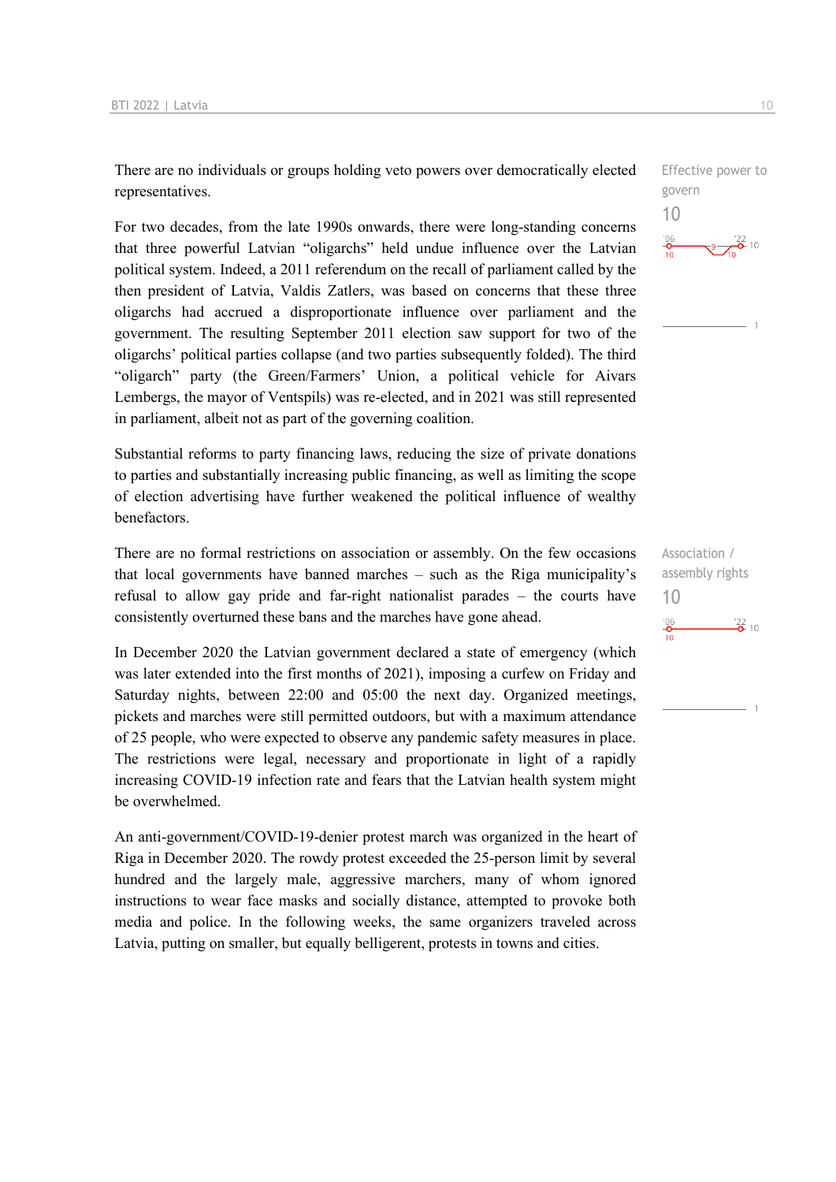There are no individuals or groups holding veto powers over democratically elected representatives.

Effective power to govern

10

For two decades, from the late 1990s onwards, there were long-standing concerns that three powerful Latvian "oligarchs" held undue influence over the Latvian political system. Indeed, a 2011 referendum on the recall of parliament called by the then president of Latvia, Valdis Zatlers, was based on concerns that these three oligarchs had accrued a disproportionate influence over parliament and the government. The resulting September 2011 election saw support for two of the oligarchs' political parties collapse (and two parties subsequently folded). The third "oligarch" party (the Green/Farmers' Union, a political vehicle for Aivars Lembergs, the mayor of Ventspils) was re-elected, and in 2021 was still represented in parliament, albeit not as part of the governing coalition.

Substantial reforms to party financing laws, reducing the size of private donations to parties and substantially increasing public financing, as well as limiting the scope of election advertising have further weakened the political influence of wealthy benefactors.

There are no formal restrictions on association or assembly. On the few occasions that local governments have banned marches – such as the Riga municipality's refusal to allow gay pride and far-right nationalist parades – the courts have consistently overturned these bans and the marches have gone ahead.

Association / assembly rights

10

In December 2020 the Latvian government declared a state of emergency (which was later extended into the first months of 2021), imposing a curfew on Friday and Saturday nights, between 22:00 and 05:00 the next day. Organized meetings, pickets and marches were still permitted outdoors, but with a maximum attendance of 25 people, who were expected to observe any pandemic safety measures in place. The restrictions were legal, necessary and proportionate in light of a rapidly increasing COVID-19 infection rate and fears that the Latvian health system might be overwhelmed.

An anti-government/COVID-19-denier protest march was organized in the heart of Riga in December 2020. The rowdy protest exceeded the 25-person limit by several hundred and the largely male, aggressive marchers, many of whom ignored instructions to wear face masks and socially distance, attempted to provoke both media and police. In the following weeks, the same organizers traveled across Latvia, putting on smaller, but equally belligerent, protests in towns and cities.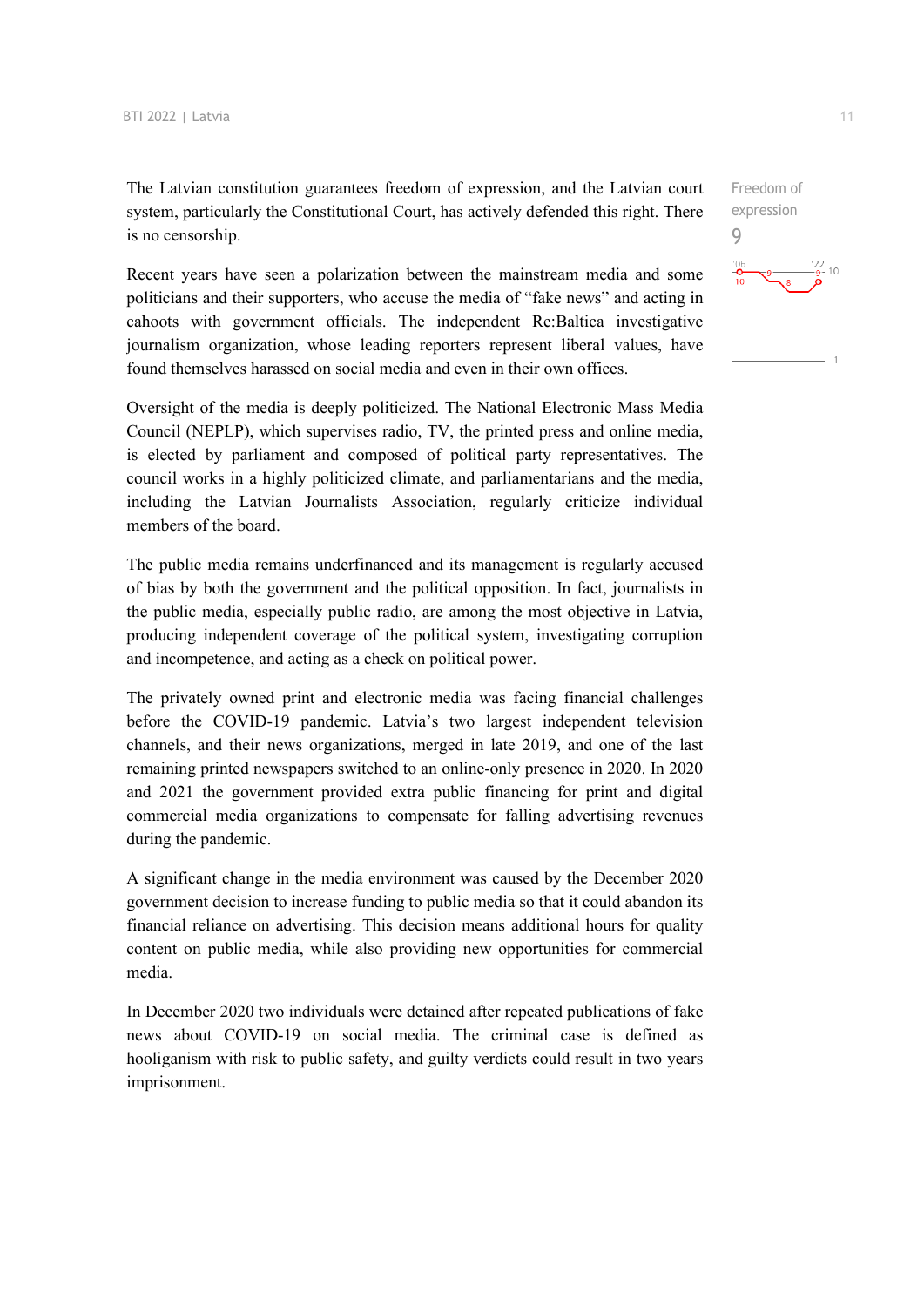Freedom of expression
9

The Latvian constitution guarantees freedom of expression, and the Latvian court system, particularly the Constitutional Court, has actively defended this right. There is no censorship.

Recent years have seen a polarization between the mainstream media and some politicians and their supporters, who accuse the media of "fake news" and acting in cahoots with government officials. The independent Re:Baltica investigative journalism organization, whose leading reporters represent liberal values, have found themselves harassed on social media and even in their own offices.

Oversight of the media is deeply politicized. The National Electronic Mass Media Council (NEPLP), which supervises radio, TV, the printed press and online media, is elected by parliament and composed of political party representatives. The council works in a highly politicized climate, and parliamentarians and the media, including the Latvian Journalists Association, regularly criticize individual members of the board.

The public media remains underfinanced and its management is regularly accused of bias by both the government and the political opposition. In fact, journalists in the public media, especially public radio, are among the most objective in Latvia, producing independent coverage of the political system, investigating corruption and incompetence, and acting as a check on political power.

The privately owned print and electronic media was facing financial challenges before the COVID-19 pandemic. Latvia's two largest independent television channels, and their news organizations, merged in late 2019, and one of the last remaining printed newspapers switched to an online-only presence in 2020. In 2020 and 2021 the government provided extra public financing for print and digital commercial media organizations to compensate for falling advertising revenues during the pandemic.

A significant change in the media environment was caused by the December 2020 government decision to increase funding to public media so that it could abandon its financial reliance on advertising. This decision means additional hours for quality content on public media, while also providing new opportunities for commercial media.

In December 2020 two individuals were detained after repeated publications of fake news about COVID-19 on social media. The criminal case is defined as hooliganism with risk to public safety, and guilty verdicts could result in two years imprisonment.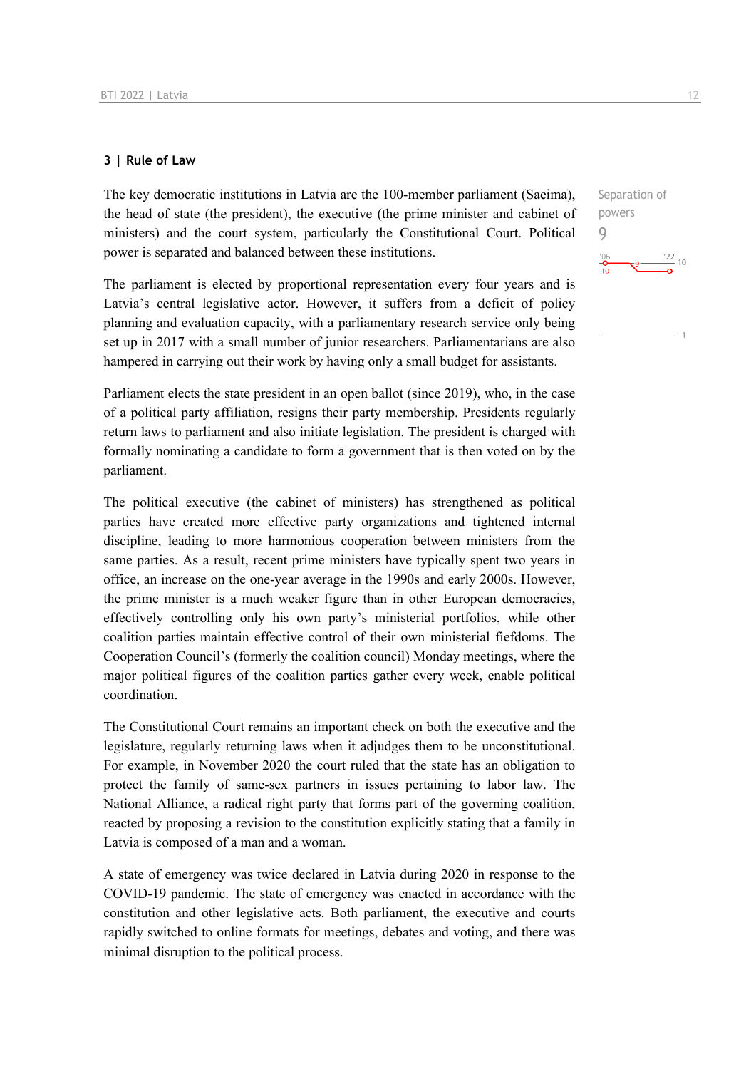### 3 | Rule of Law

Separation of powers

9

The key democratic institutions in Latvia are the 100-member parliament (Saeima), the head of state (the president), the executive (the prime minister and cabinet of ministers) and the court system, particularly the Constitutional Court. Political power is separated and balanced between these institutions.

The parliament is elected by proportional representation every four years and is Latvia's central legislative actor. However, it suffers from a deficit of policy planning and evaluation capacity, with a parliamentary research service only being set up in 2017 with a small number of junior researchers. Parliamentarians are also hampered in carrying out their work by having only a small budget for assistants.

Parliament elects the state president in an open ballot (since 2019), who, in the case of a political party affiliation, resigns their party membership. Presidents regularly return laws to parliament and also initiate legislation. The president is charged with formally nominating a candidate to form a government that is then voted on by the parliament.

The political executive (the cabinet of ministers) has strengthened as political parties have created more effective party organizations and tightened internal discipline, leading to more harmonious cooperation between ministers from the same parties. As a result, recent prime ministers have typically spent two years in office, an increase on the one-year average in the 1990s and early 2000s. However, the prime minister is a much weaker figure than in other European democracies, effectively controlling only his own party's ministerial portfolios, while other coalition parties maintain effective control of their own ministerial fiefdoms. The Cooperation Council's (formerly the coalition council) Monday meetings, where the major political figures of the coalition parties gather every week, enable political coordination.

The Constitutional Court remains an important check on both the executive and the legislature, regularly returning laws when it adjudges them to be unconstitutional. For example, in November 2020 the court ruled that the state has an obligation to protect the family of same-sex partners in issues pertaining to labor law. The National Alliance, a radical right party that forms part of the governing coalition, reacted by proposing a revision to the constitution explicitly stating that a family in Latvia is composed of a man and a woman.

A state of emergency was twice declared in Latvia during 2020 in response to the COVID-19 pandemic. The state of emergency was enacted in accordance with the constitution and other legislative acts. Both parliament, the executive and courts rapidly switched to online formats for meetings, debates and voting, and there was minimal disruption to the political process.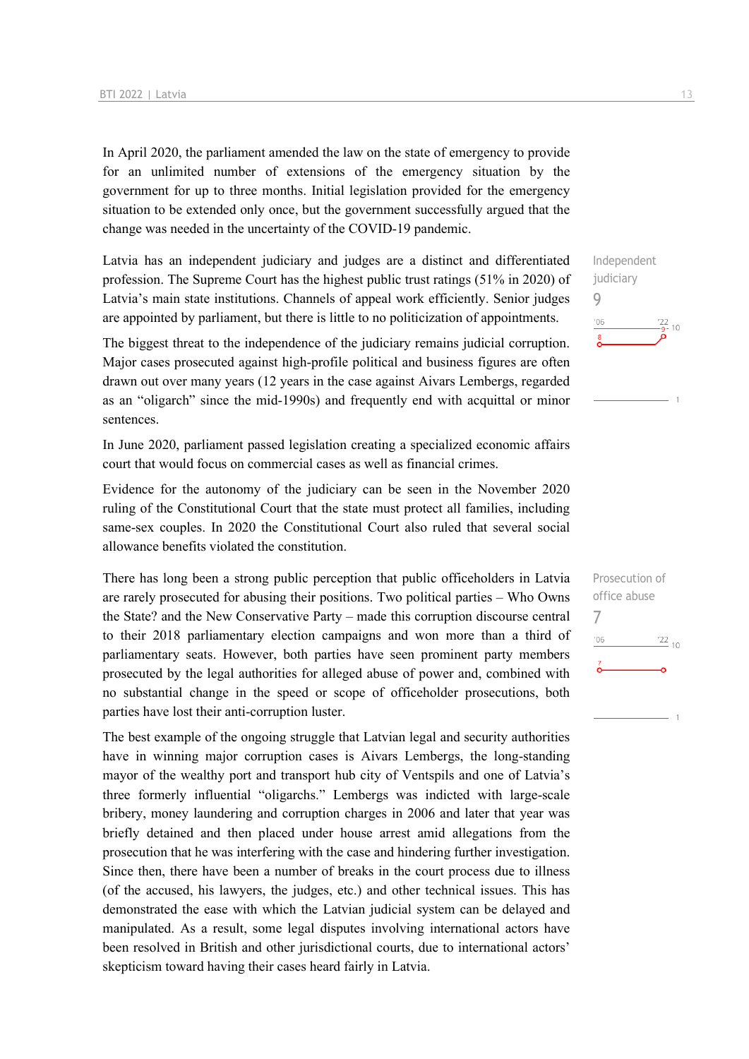In April 2020, the parliament amended the law on the state of emergency to provide for an unlimited number of extensions of the emergency situation by the government for up to three months. Initial legislation provided for the emergency situation to be extended only once, but the government successfully argued that the change was needed in the uncertainty of the COVID-19 pandemic.

Independent judiciary
9

Latvia has an independent judiciary and judges are a distinct and differentiated profession. The Supreme Court has the highest public trust ratings (51% in 2020) of Latvia's main state institutions. Channels of appeal work efficiently. Senior judges are appointed by parliament, but there is little to no politicization of appointments.

The biggest threat to the independence of the judiciary remains judicial corruption. Major cases prosecuted against high-profile political and business figures are often drawn out over many years (12 years in the case against Aivars Lembergs, regarded as an "oligarch" since the mid-1990s) and frequently end with acquittal or minor sentences.

In June 2020, parliament passed legislation creating a specialized economic affairs court that would focus on commercial cases as well as financial crimes.

Evidence for the autonomy of the judiciary can be seen in the November 2020 ruling of the Constitutional Court that the state must protect all families, including same-sex couples. In 2020 the Constitutional Court also ruled that several social allowance benefits violated the constitution.

Prosecution of office abuse
7

There has long been a strong public perception that public officeholders in Latvia are rarely prosecuted for abusing their positions. Two political parties – Who Owns the State? and the New Conservative Party – made this corruption discourse central to their 2018 parliamentary election campaigns and won more than a third of parliamentary seats. However, both parties have seen prominent party members prosecuted by the legal authorities for alleged abuse of power and, combined with no substantial change in the speed or scope of officeholder prosecutions, both parties have lost their anti-corruption luster.

The best example of the ongoing struggle that Latvian legal and security authorities have in winning major corruption cases is Aivars Lembergs, the long-standing mayor of the wealthy port and transport hub city of Ventspils and one of Latvia's three formerly influential "oligarchs." Lembergs was indicted with large-scale bribery, money laundering and corruption charges in 2006 and later that year was briefly detained and then placed under house arrest amid allegations from the prosecution that he was interfering with the case and hindering further investigation. Since then, there have been a number of breaks in the court process due to illness (of the accused, his lawyers, the judges, etc.) and other technical issues. This has demonstrated the ease with which the Latvian judicial system can be delayed and manipulated. As a result, some legal disputes involving international actors have been resolved in British and other jurisdictional courts, due to international actors' skepticism toward having their cases heard fairly in Latvia.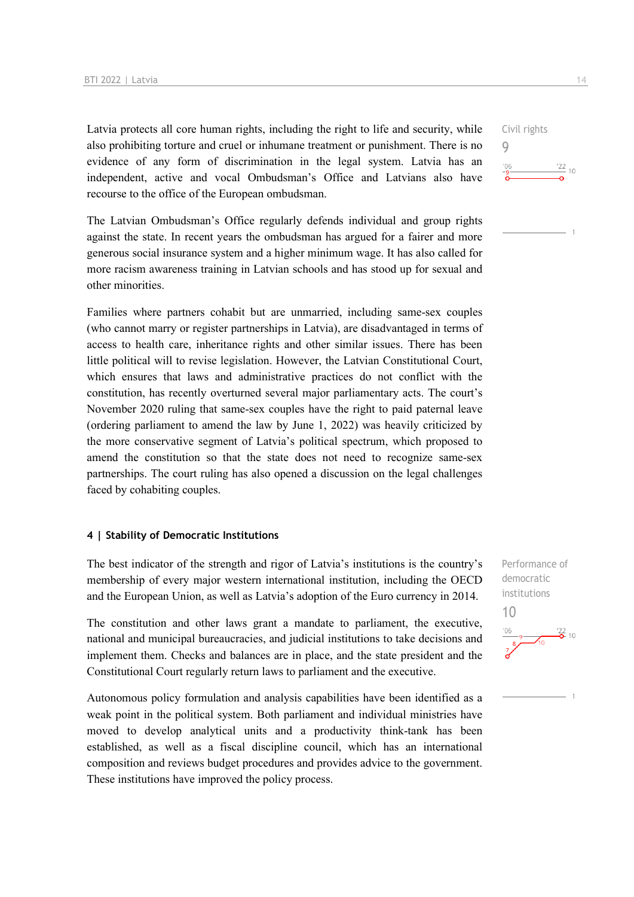Latvia protects all core human rights, including the right to life and security, while also prohibiting torture and cruel or inhumane treatment or punishment. There is no evidence of any form of discrimination in the legal system. Latvia has an independent, active and vocal Ombudsman's Office and Latvians also have recourse to the office of the European ombudsman.

Civil rights
9

The Latvian Ombudsman's Office regularly defends individual and group rights against the state. In recent years the ombudsman has argued for a fairer and more generous social insurance system and a higher minimum wage. It has also called for more racism awareness training in Latvian schools and has stood up for sexual and other minorities.

Families where partners cohabit but are unmarried, including same-sex couples (who cannot marry or register partnerships in Latvia), are disadvantaged in terms of access to health care, inheritance rights and other similar issues. There has been little political will to revise legislation. However, the Latvian Constitutional Court, which ensures that laws and administrative practices do not conflict with the constitution, has recently overturned several major parliamentary acts. The court's November 2020 ruling that same-sex couples have the right to paid paternal leave (ordering parliament to amend the law by June 1, 2022) was heavily criticized by the more conservative segment of Latvia's political spectrum, which proposed to amend the constitution so that the state does not need to recognize same-sex partnerships. The court ruling has also opened a discussion on the legal challenges faced by cohabiting couples.

#### 4 | Stability of Democratic Institutions

The best indicator of the strength and rigor of Latvia's institutions is the country's membership of every major western international institution, including the OECD and the European Union, as well as Latvia's adoption of the Euro currency in 2014.

Performance of democratic institutions
10

The constitution and other laws grant a mandate to parliament, the executive, national and municipal bureaucracies, and judicial institutions to take decisions and implement them. Checks and balances are in place, and the state president and the Constitutional Court regularly return laws to parliament and the executive.

Autonomous policy formulation and analysis capabilities have been identified as a weak point in the political system. Both parliament and individual ministries have moved to develop analytical units and a productivity think-tank has been established, as well as a fiscal discipline council, which has an international composition and reviews budget procedures and provides advice to the government. These institutions have improved the policy process.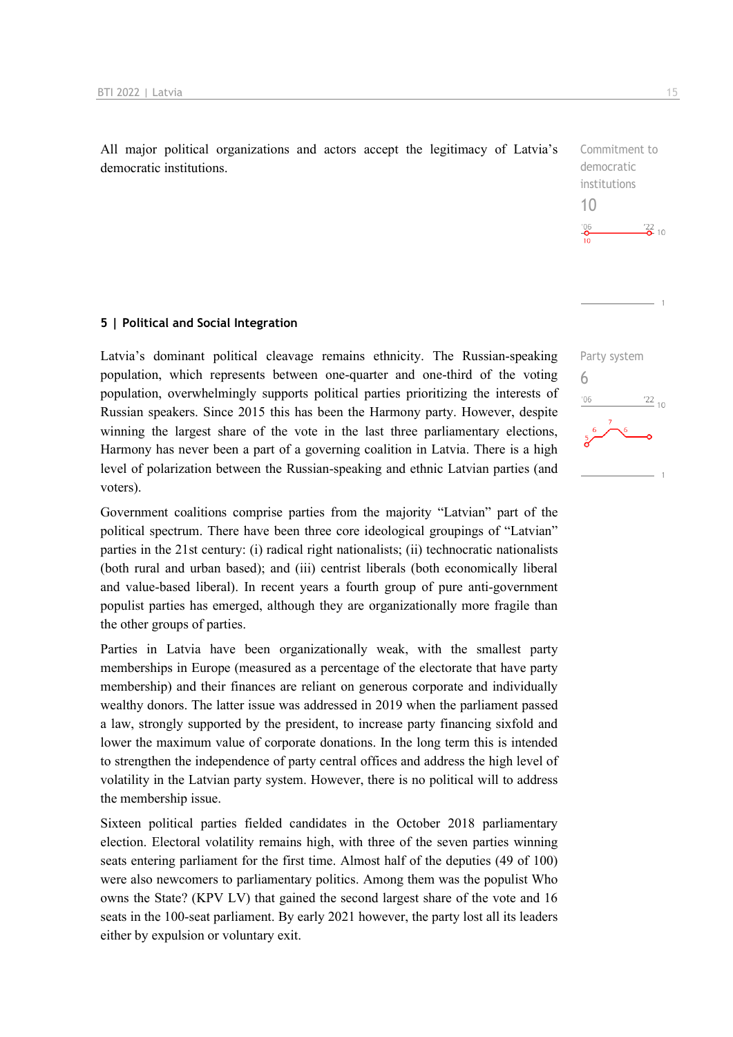All major political organizations and actors accept the legitimacy of Latvia's democratic institutions.

Commitment to democratic institutions
10

## 5 | Political and Social Integration

Latvia's dominant political cleavage remains ethnicity. The Russian-speaking population, which represents between one-quarter and one-third of the voting population, overwhelmingly supports political parties prioritizing the interests of Russian speakers. Since 2015 this has been the Harmony party. However, despite winning the largest share of the vote in the last three parliamentary elections, Harmony has never been a part of a governing coalition in Latvia. There is a high level of polarization between the Russian-speaking and ethnic Latvian parties (and voters).

Party system
6

Government coalitions comprise parties from the majority "Latvian" part of the political spectrum. There have been three core ideological groupings of "Latvian" parties in the 21st century: (i) radical right nationalists; (ii) technocratic nationalists (both rural and urban based); and (iii) centrist liberals (both economically liberal and value-based liberal). In recent years a fourth group of pure anti-government populist parties has emerged, although they are organizationally more fragile than the other groups of parties.

Parties in Latvia have been organizationally weak, with the smallest party memberships in Europe (measured as a percentage of the electorate that have party membership) and their finances are reliant on generous corporate and individually wealthy donors. The latter issue was addressed in 2019 when the parliament passed a law, strongly supported by the president, to increase party financing sixfold and lower the maximum value of corporate donations. In the long term this is intended to strengthen the independence of party central offices and address the high level of volatility in the Latvian party system. However, there is no political will to address the membership issue.

Sixteen political parties fielded candidates in the October 2018 parliamentary election. Electoral volatility remains high, with three of the seven parties winning seats entering parliament for the first time. Almost half of the deputies (49 of 100) were also newcomers to parliamentary politics. Among them was the populist Who owns the State? (KPV LV) that gained the second largest share of the vote and 16 seats in the 100-seat parliament. By early 2021 however, the party lost all its leaders either by expulsion or voluntary exit.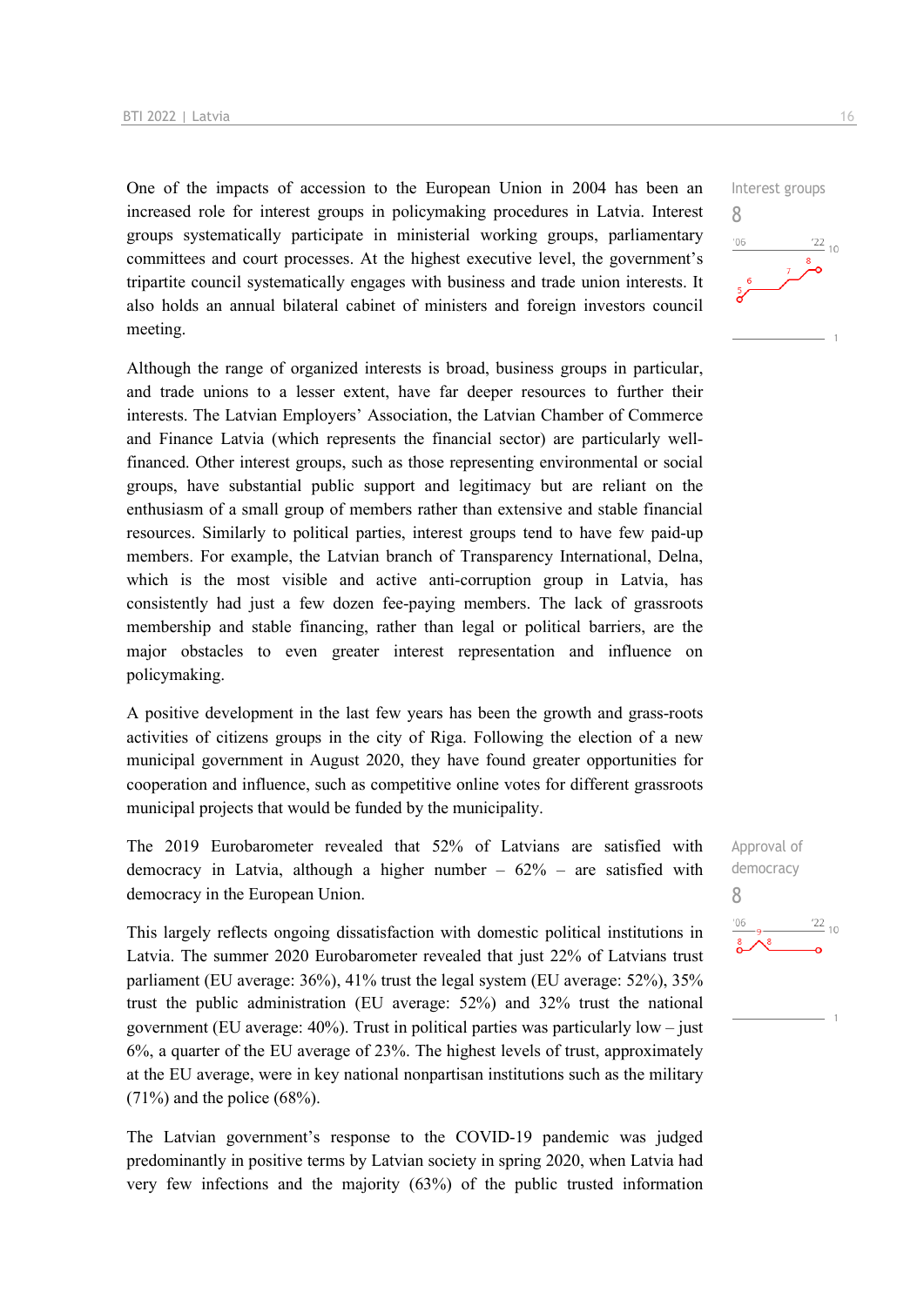One of the impacts of accession to the European Union in 2004 has been an increased role for interest groups in policymaking procedures in Latvia. Interest groups systematically participate in ministerial working groups, parliamentary committees and court processes. At the highest executive level, the government's tripartite council systematically engages with business and trade union interests. It also holds an annual bilateral cabinet of ministers and foreign investors council meeting.

Interest groups
8

Although the range of organized interests is broad, business groups in particular, and trade unions to a lesser extent, have far deeper resources to further their interests. The Latvian Employers' Association, the Latvian Chamber of Commerce and Finance Latvia (which represents the financial sector) are particularly well-financed. Other interest groups, such as those representing environmental or social groups, have substantial public support and legitimacy but are reliant on the enthusiasm of a small group of members rather than extensive and stable financial resources. Similarly to political parties, interest groups tend to have few paid-up members. For example, the Latvian branch of Transparency International, Delna, which is the most visible and active anti-corruption group in Latvia, has consistently had just a few dozen fee-paying members. The lack of grassroots membership and stable financing, rather than legal or political barriers, are the major obstacles to even greater interest representation and influence on policymaking.

A positive development in the last few years has been the growth and grass-roots activities of citizens groups in the city of Riga. Following the election of a new municipal government in August 2020, they have found greater opportunities for cooperation and influence, such as competitive online votes for different grassroots municipal projects that would be funded by the municipality.

The 2019 Eurobarometer revealed that 52% of Latvians are satisfied with democracy in Latvia, although a higher number – 62% – are satisfied with democracy in the European Union.

Approval of democracy
8

This largely reflects ongoing dissatisfaction with domestic political institutions in Latvia. The summer 2020 Eurobarometer revealed that just 22% of Latvians trust parliament (EU average: 36%), 41% trust the legal system (EU average: 52%), 35% trust the public administration (EU average: 52%) and 32% trust the national government (EU average: 40%). Trust in political parties was particularly low – just 6%, a quarter of the EU average of 23%. The highest levels of trust, approximately at the EU average, were in key national nonpartisan institutions such as the military (71%) and the police (68%).

The Latvian government's response to the COVID-19 pandemic was judged predominantly in positive terms by Latvian society in spring 2020, when Latvia had very few infections and the majority (63%) of the public trusted information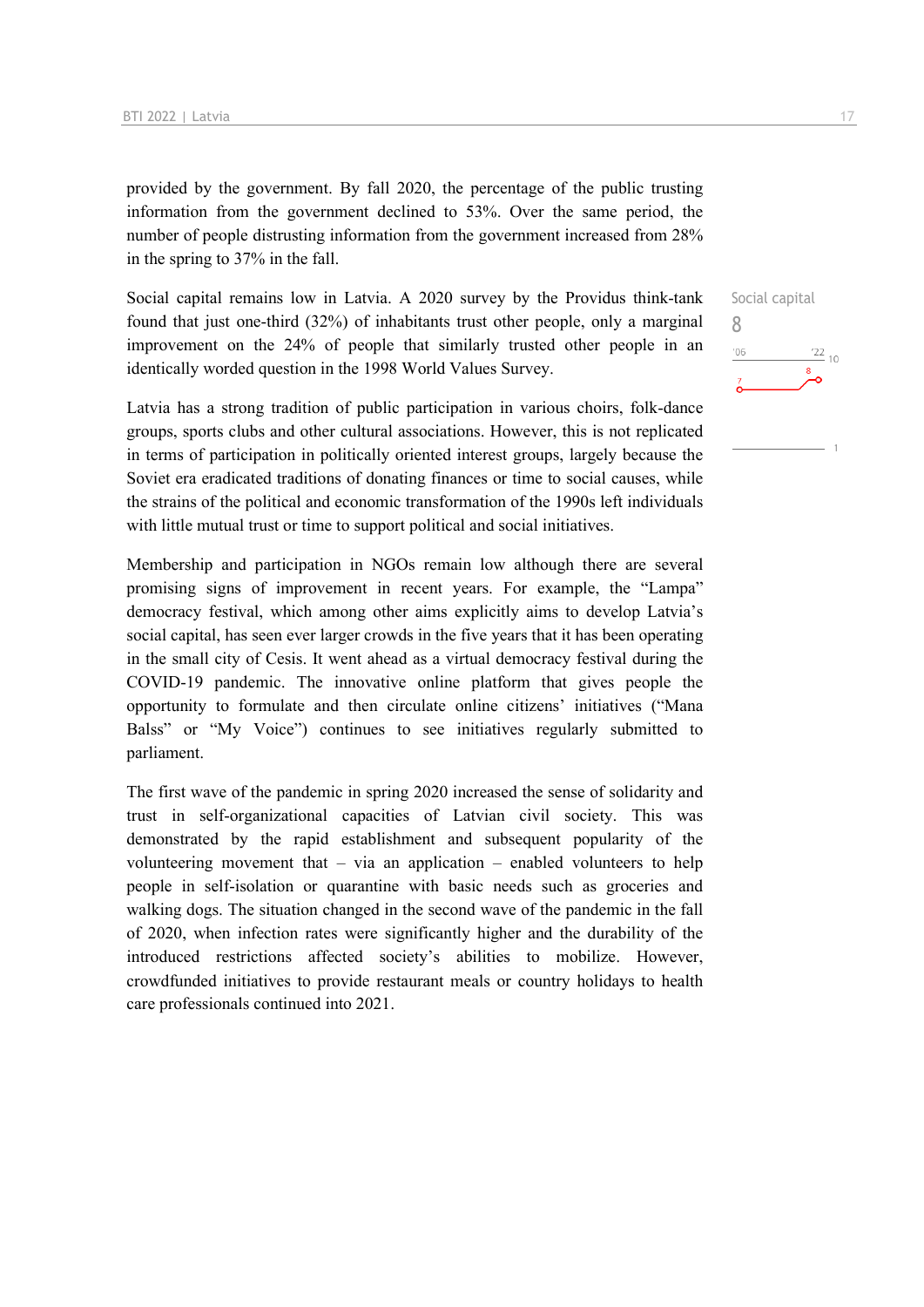provided by the government. By fall 2020, the percentage of the public trusting information from the government declined to 53%. Over the same period, the number of people distrusting information from the government increased from 28% in the spring to 37% in the fall.

Social capital
8

Social capital remains low in Latvia. A 2020 survey by the Providus think-tank found that just one-third (32%) of inhabitants trust other people, only a marginal improvement on the 24% of people that similarly trusted other people in an identically worded question in the 1998 World Values Survey.

Latvia has a strong tradition of public participation in various choirs, folk-dance groups, sports clubs and other cultural associations. However, this is not replicated in terms of participation in politically oriented interest groups, largely because the Soviet era eradicated traditions of donating finances or time to social causes, while the strains of the political and economic transformation of the 1990s left individuals with little mutual trust or time to support political and social initiatives.

Membership and participation in NGOs remain low although there are several promising signs of improvement in recent years. For example, the "Lampa" democracy festival, which among other aims explicitly aims to develop Latvia's social capital, has seen ever larger crowds in the five years that it has been operating in the small city of Cesis. It went ahead as a virtual democracy festival during the COVID-19 pandemic. The innovative online platform that gives people the opportunity to formulate and then circulate online citizens' initiatives ("Mana Balss" or "My Voice") continues to see initiatives regularly submitted to parliament.

The first wave of the pandemic in spring 2020 increased the sense of solidarity and trust in self-organizational capacities of Latvian civil society. This was demonstrated by the rapid establishment and subsequent popularity of the volunteering movement that – via an application – enabled volunteers to help people in self-isolation or quarantine with basic needs such as groceries and walking dogs. The situation changed in the second wave of the pandemic in the fall of 2020, when infection rates were significantly higher and the durability of the introduced restrictions affected society's abilities to mobilize. However, crowdfunded initiatives to provide restaurant meals or country holidays to health care professionals continued into 2021.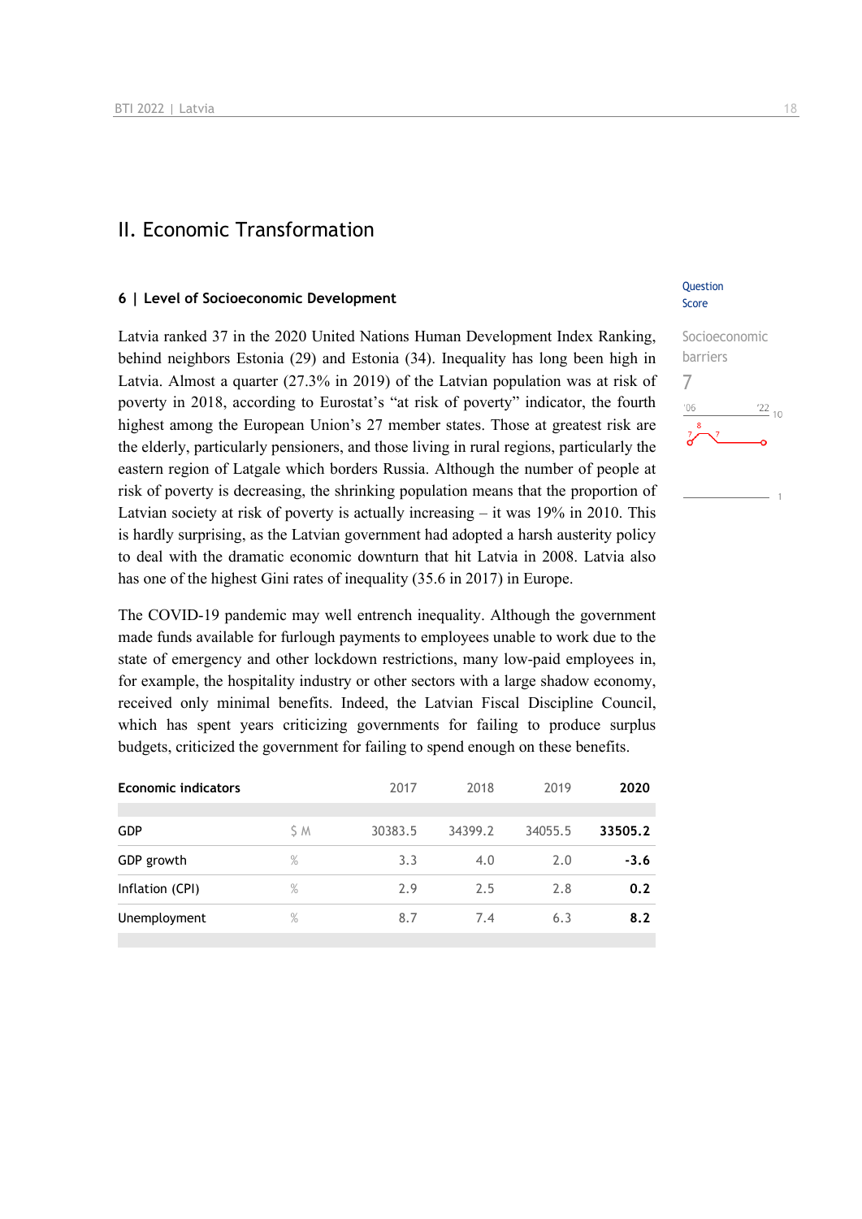## II. Economic Transformation

### 6 | Level of Socioeconomic Development

Question Score

Socioeconomic barriers

7

Latvia ranked 37 in the 2020 United Nations Human Development Index Ranking, behind neighbors Estonia (29) and Estonia (34). Inequality has long been high in Latvia. Almost a quarter (27.3% in 2019) of the Latvian population was at risk of poverty in 2018, according to Eurostat's "at risk of poverty" indicator, the fourth highest among the European Union's 27 member states. Those at greatest risk are the elderly, particularly pensioners, and those living in rural regions, particularly the eastern region of Latgale which borders Russia. Although the number of people at risk of poverty is decreasing, the shrinking population means that the proportion of Latvian society at risk of poverty is actually increasing – it was 19% in 2010. This is hardly surprising, as the Latvian government had adopted a harsh austerity policy to deal with the dramatic economic downturn that hit Latvia in 2008. Latvia also has one of the highest Gini rates of inequality (35.6 in 2017) in Europe.

The COVID-19 pandemic may well entrench inequality. Although the government made funds available for furlough payments to employees unable to work due to the state of emergency and other lockdown restrictions, many low-paid employees in, for example, the hospitality industry or other sectors with a large shadow economy, received only minimal benefits. Indeed, the Latvian Fiscal Discipline Council, which has spent years criticizing governments for failing to produce surplus budgets, criticized the government for failing to spend enough on these benefits.

| Economic indicators | | 2017 | 2018 | 2019 | 2020 |
|---|---|---|---|---|---|
| GDP | $ M | 30383.5 | 34399.2 | 34055.5 | **33505.2** |
| GDP growth | % | 3.3 | 4.0 | 2.0 | **-3.6** |
| Inflation (CPI) | % | 2.9 | 2.5 | 2.8 | **0.2** |
| Unemployment | % | 8.7 | 7.4 | 6.3 | **8.2** |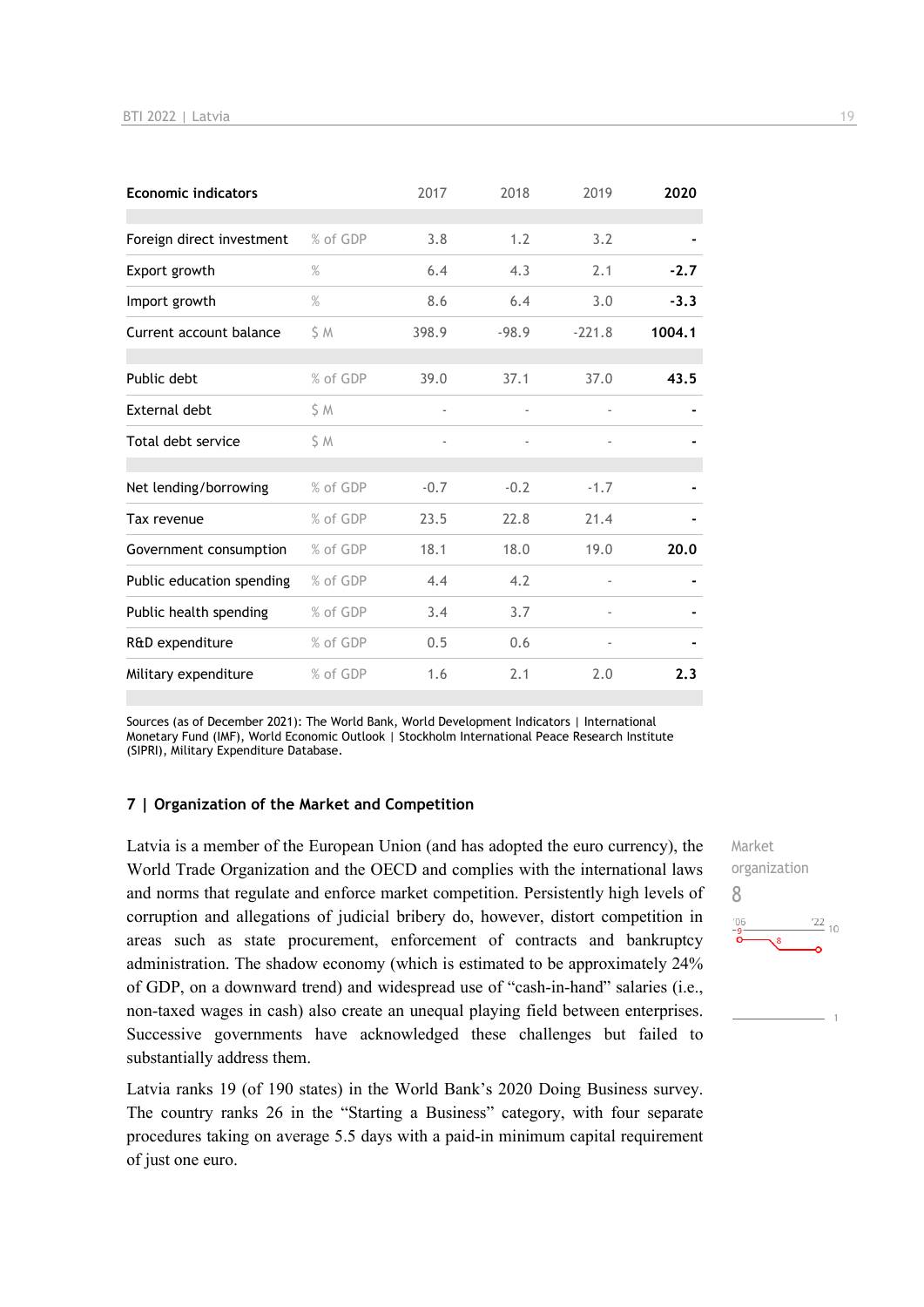| Economic indicators | | 2017 | 2018 | 2019 | 2020 |
|---|---|---|---|---|---|
| Foreign direct investment | % of GDP | 3.8 | 1.2 | 3.2 | - |
| Export growth | % | 6.4 | 4.3 | 2.1 | -2.7 |
| Import growth | % | 8.6 | 6.4 | 3.0 | -3.3 |
| Current account balance | $ M | 398.9 | -98.9 | -221.8 | 1004.1 |
| Public debt | % of GDP | 39.0 | 37.1 | 37.0 | 43.5 |
| External debt | $ M | - | - | - | - |
| Total debt service | $ M | - | - | - | - |
| Net lending/borrowing | % of GDP | -0.7 | -0.2 | -1.7 | - |
| Tax revenue | % of GDP | 23.5 | 22.8 | 21.4 | - |
| Government consumption | % of GDP | 18.1 | 18.0 | 19.0 | 20.0 |
| Public education spending | % of GDP | 4.4 | 4.2 | - | - |
| Public health spending | % of GDP | 3.4 | 3.7 | - | - |
| R&D expenditure | % of GDP | 0.5 | 0.6 | - | - |
| Military expenditure | % of GDP | 1.6 | 2.1 | 2.0 | 2.3 |

Sources (as of December 2021): The World Bank, World Development Indicators | International Monetary Fund (IMF), World Economic Outlook | Stockholm International Peace Research Institute (SIPRI), Military Expenditure Database.

## 7 | Organization of the Market and Competition

Market organization
8

Latvia is a member of the European Union (and has adopted the euro currency), the World Trade Organization and the OECD and complies with the international laws and norms that regulate and enforce market competition. Persistently high levels of corruption and allegations of judicial bribery do, however, distort competition in areas such as state procurement, enforcement of contracts and bankruptcy administration. The shadow economy (which is estimated to be approximately 24% of GDP, on a downward trend) and widespread use of "cash-in-hand" salaries (i.e., non-taxed wages in cash) also create an unequal playing field between enterprises. Successive governments have acknowledged these challenges but failed to substantially address them.

Latvia ranks 19 (of 190 states) in the World Bank's 2020 Doing Business survey. The country ranks 26 in the "Starting a Business" category, with four separate procedures taking on average 5.5 days with a paid-in minimum capital requirement of just one euro.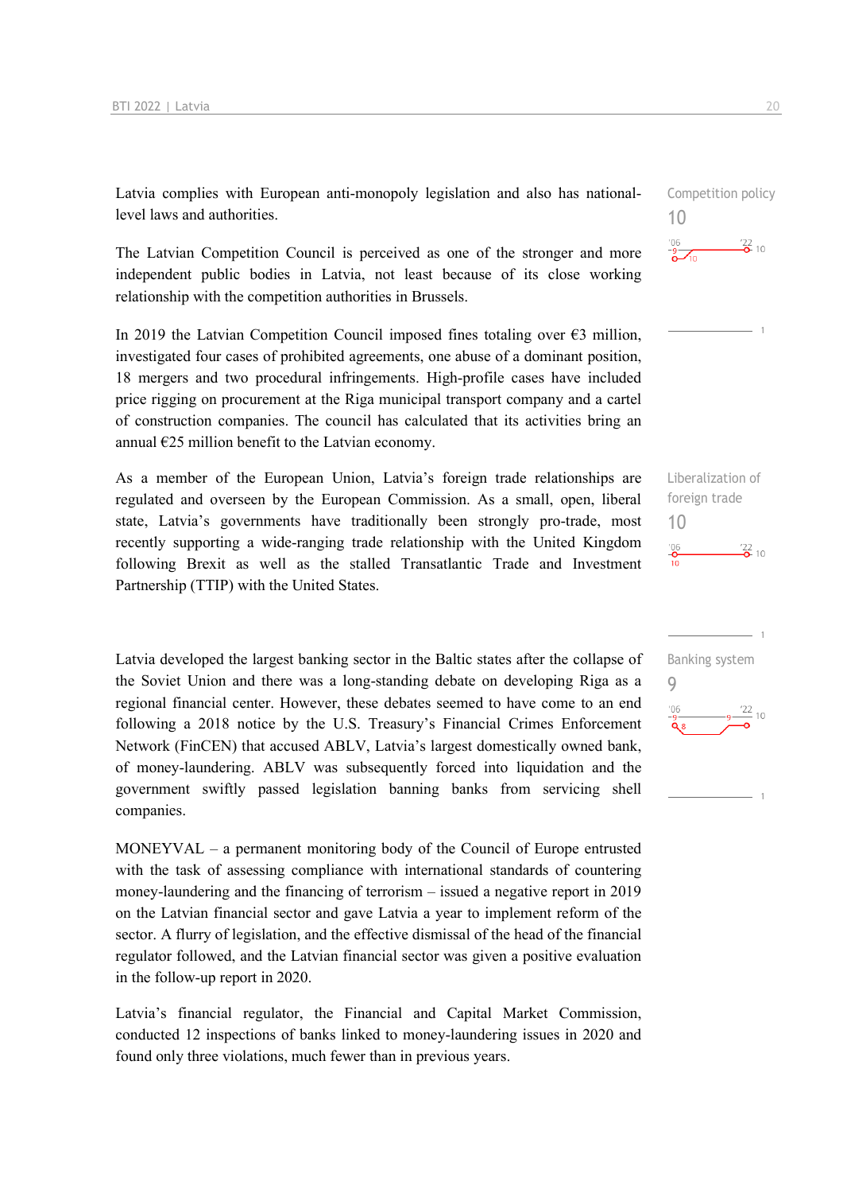Latvia complies with European anti-monopoly legislation and also has national-level laws and authorities.

Competition policy
10

The Latvian Competition Council is perceived as one of the stronger and more independent public bodies in Latvia, not least because of its close working relationship with the competition authorities in Brussels.

In 2019 the Latvian Competition Council imposed fines totaling over €3 million, investigated four cases of prohibited agreements, one abuse of a dominant position, 18 mergers and two procedural infringements. High-profile cases have included price rigging on procurement at the Riga municipal transport company and a cartel of construction companies. The council has calculated that its activities bring an annual €25 million benefit to the Latvian economy.

As a member of the European Union, Latvia's foreign trade relationships are regulated and overseen by the European Commission. As a small, open, liberal state, Latvia's governments have traditionally been strongly pro-trade, most recently supporting a wide-ranging trade relationship with the United Kingdom following Brexit as well as the stalled Transatlantic Trade and Investment Partnership (TTIP) with the United States.

Liberalization of foreign trade
10

Latvia developed the largest banking sector in the Baltic states after the collapse of the Soviet Union and there was a long-standing debate on developing Riga as a regional financial center. However, these debates seemed to have come to an end following a 2018 notice by the U.S. Treasury's Financial Crimes Enforcement Network (FinCEN) that accused ABLV, Latvia's largest domestically owned bank, of money-laundering. ABLV was subsequently forced into liquidation and the government swiftly passed legislation banning banks from servicing shell companies.

Banking system
9

MONEYVAL – a permanent monitoring body of the Council of Europe entrusted with the task of assessing compliance with international standards of countering money-laundering and the financing of terrorism – issued a negative report in 2019 on the Latvian financial sector and gave Latvia a year to implement reform of the sector. A flurry of legislation, and the effective dismissal of the head of the financial regulator followed, and the Latvian financial sector was given a positive evaluation in the follow-up report in 2020.

Latvia's financial regulator, the Financial and Capital Market Commission, conducted 12 inspections of banks linked to money-laundering issues in 2020 and found only three violations, much fewer than in previous years.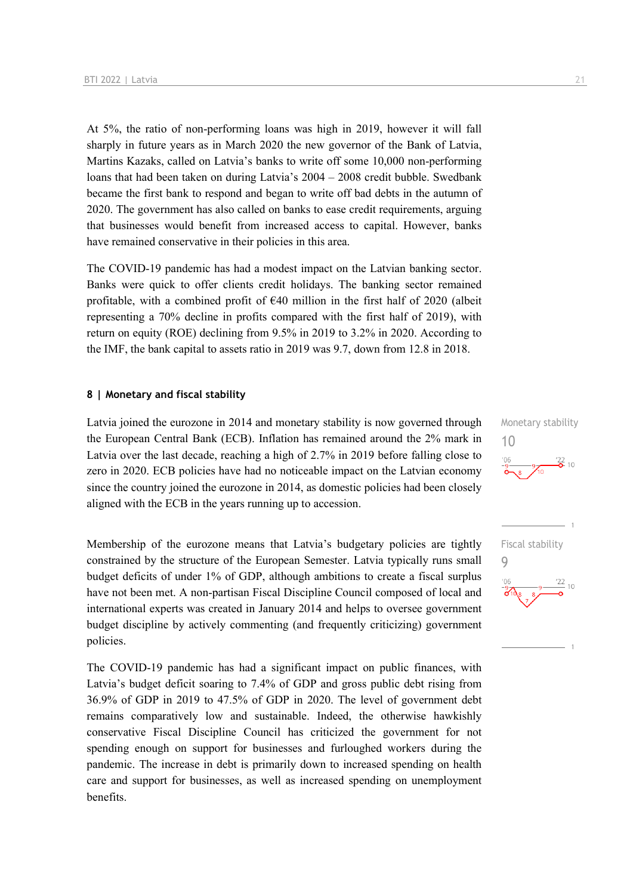At 5%, the ratio of non-performing loans was high in 2019, however it will fall sharply in future years as in March 2020 the new governor of the Bank of Latvia, Martins Kazaks, called on Latvia's banks to write off some 10,000 non-performing loans that had been taken on during Latvia's 2004 – 2008 credit bubble. Swedbank became the first bank to respond and began to write off bad debts in the autumn of 2020. The government has also called on banks to ease credit requirements, arguing that businesses would benefit from increased access to capital. However, banks have remained conservative in their policies in this area.

The COVID-19 pandemic has had a modest impact on the Latvian banking sector. Banks were quick to offer clients credit holidays. The banking sector remained profitable, with a combined profit of €40 million in the first half of 2020 (albeit representing a 70% decline in profits compared with the first half of 2019), with return on equity (ROE) declining from 9.5% in 2019 to 3.2% in 2020. According to the IMF, the bank capital to assets ratio in 2019 was 9.7, down from 12.8 in 2018.

## 8 | Monetary and fiscal stability

Latvia joined the eurozone in 2014 and monetary stability is now governed through the European Central Bank (ECB). Inflation has remained around the 2% mark in Latvia over the last decade, reaching a high of 2.7% in 2019 before falling close to zero in 2020. ECB policies have had no noticeable impact on the Latvian economy since the country joined the eurozone in 2014, as domestic policies had been closely aligned with the ECB in the years running up to accession.

Monetary stability
10

Membership of the eurozone means that Latvia's budgetary policies are tightly constrained by the structure of the European Semester. Latvia typically runs small budget deficits of under 1% of GDP, although ambitions to create a fiscal surplus have not been met. A non-partisan Fiscal Discipline Council composed of local and international experts was created in January 2014 and helps to oversee government budget discipline by actively commenting (and frequently criticizing) government policies.

Fiscal stability
9

The COVID-19 pandemic has had a significant impact on public finances, with Latvia's budget deficit soaring to 7.4% of GDP and gross public debt rising from 36.9% of GDP in 2019 to 47.5% of GDP in 2020. The level of government debt remains comparatively low and sustainable. Indeed, the otherwise hawkishly conservative Fiscal Discipline Council has criticized the government for not spending enough on support for businesses and furloughed workers during the pandemic. The increase in debt is primarily down to increased spending on health care and support for businesses, as well as increased spending on unemployment benefits.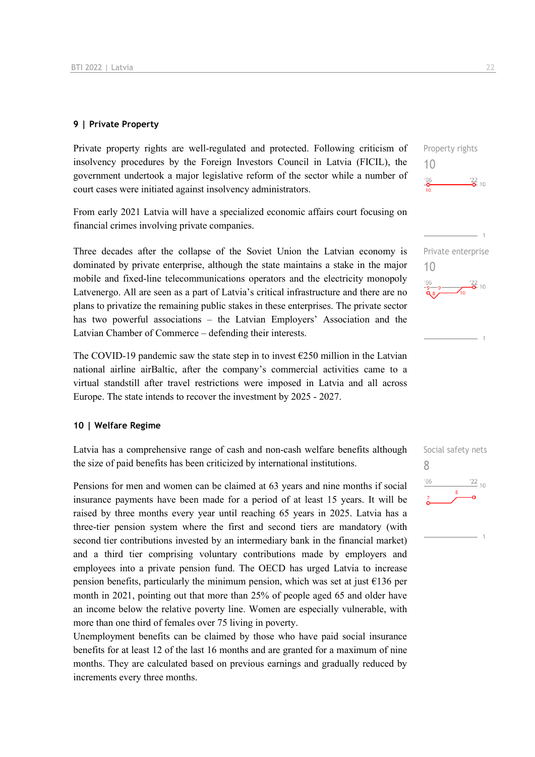## 9 | Private Property

Property rights

10

Private property rights are well-regulated and protected. Following criticism of insolvency procedures by the Foreign Investors Council in Latvia (FICIL), the government undertook a major legislative reform of the sector while a number of court cases were initiated against insolvency administrators.

From early 2021 Latvia will have a specialized economic affairs court focusing on financial crimes involving private companies.

Private enterprise

10

Three decades after the collapse of the Soviet Union the Latvian economy is dominated by private enterprise, although the state maintains a stake in the major mobile and fixed-line telecommunications operators and the electricity monopoly Latvenergo. All are seen as a part of Latvia's critical infrastructure and there are no plans to privatize the remaining public stakes in these enterprises. The private sector has two powerful associations – the Latvian Employers' Association and the Latvian Chamber of Commerce – defending their interests.

The COVID-19 pandemic saw the state step in to invest €250 million in the Latvian national airline airBaltic, after the company's commercial activities came to a virtual standstill after travel restrictions were imposed in Latvia and all across Europe. The state intends to recover the investment by 2025 - 2027.

## 10 | Welfare Regime

Social safety nets

8

Latvia has a comprehensive range of cash and non-cash welfare benefits although the size of paid benefits has been criticized by international institutions.

Pensions for men and women can be claimed at 63 years and nine months if social insurance payments have been made for a period of at least 15 years. It will be raised by three months every year until reaching 65 years in 2025. Latvia has a three-tier pension system where the first and second tiers are mandatory (with second tier contributions invested by an intermediary bank in the financial market) and a third tier comprising voluntary contributions made by employers and employees into a private pension fund. The OECD has urged Latvia to increase pension benefits, particularly the minimum pension, which was set at just €136 per month in 2021, pointing out that more than 25% of people aged 65 and older have an income below the relative poverty line. Women are especially vulnerable, with more than one third of females over 75 living in poverty.
Unemployment benefits can be claimed by those who have paid social insurance benefits for at least 12 of the last 16 months and are granted for a maximum of nine months. They are calculated based on previous earnings and gradually reduced by increments every three months.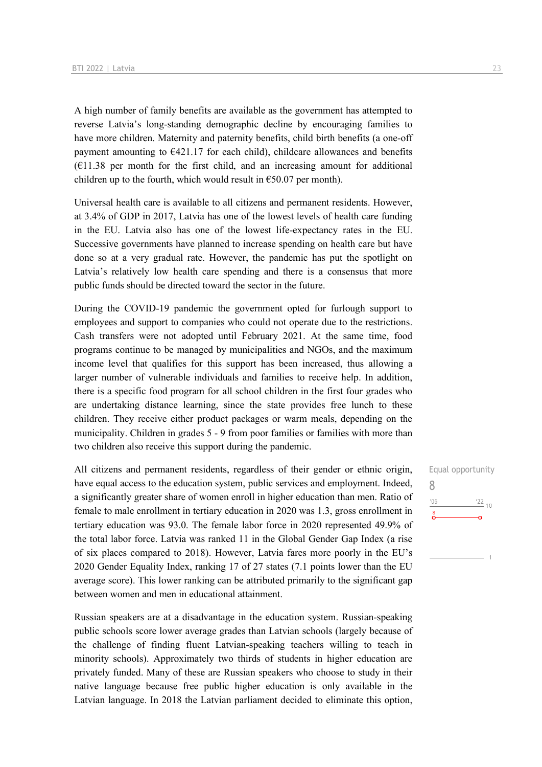A high number of family benefits are available as the government has attempted to reverse Latvia's long-standing demographic decline by encouraging families to have more children. Maternity and paternity benefits, child birth benefits (a one-off payment amounting to €421.17 for each child), childcare allowances and benefits (€11.38 per month for the first child, and an increasing amount for additional children up to the fourth, which would result in €50.07 per month).

Universal health care is available to all citizens and permanent residents. However, at 3.4% of GDP in 2017, Latvia has one of the lowest levels of health care funding in the EU. Latvia also has one of the lowest life-expectancy rates in the EU. Successive governments have planned to increase spending on health care but have done so at a very gradual rate. However, the pandemic has put the spotlight on Latvia's relatively low health care spending and there is a consensus that more public funds should be directed toward the sector in the future.

During the COVID-19 pandemic the government opted for furlough support to employees and support to companies who could not operate due to the restrictions. Cash transfers were not adopted until February 2021. At the same time, food programs continue to be managed by municipalities and NGOs, and the maximum income level that qualifies for this support has been increased, thus allowing a larger number of vulnerable individuals and families to receive help. In addition, there is a specific food program for all school children in the first four grades who are undertaking distance learning, since the state provides free lunch to these children. They receive either product packages or warm meals, depending on the municipality. Children in grades 5 - 9 from poor families or families with more than two children also receive this support during the pandemic.

Equal opportunity
8

All citizens and permanent residents, regardless of their gender or ethnic origin, have equal access to the education system, public services and employment. Indeed, a significantly greater share of women enroll in higher education than men. Ratio of female to male enrollment in tertiary education in 2020 was 1.3, gross enrollment in tertiary education was 93.0. The female labor force in 2020 represented 49.9% of the total labor force. Latvia was ranked 11 in the Global Gender Gap Index (a rise of six places compared to 2018). However, Latvia fares more poorly in the EU's 2020 Gender Equality Index, ranking 17 of 27 states (7.1 points lower than the EU average score). This lower ranking can be attributed primarily to the significant gap between women and men in educational attainment.

Russian speakers are at a disadvantage in the education system. Russian-speaking public schools score lower average grades than Latvian schools (largely because of the challenge of finding fluent Latvian-speaking teachers willing to teach in minority schools). Approximately two thirds of students in higher education are privately funded. Many of these are Russian speakers who choose to study in their native language because free public higher education is only available in the Latvian language. In 2018 the Latvian parliament decided to eliminate this option,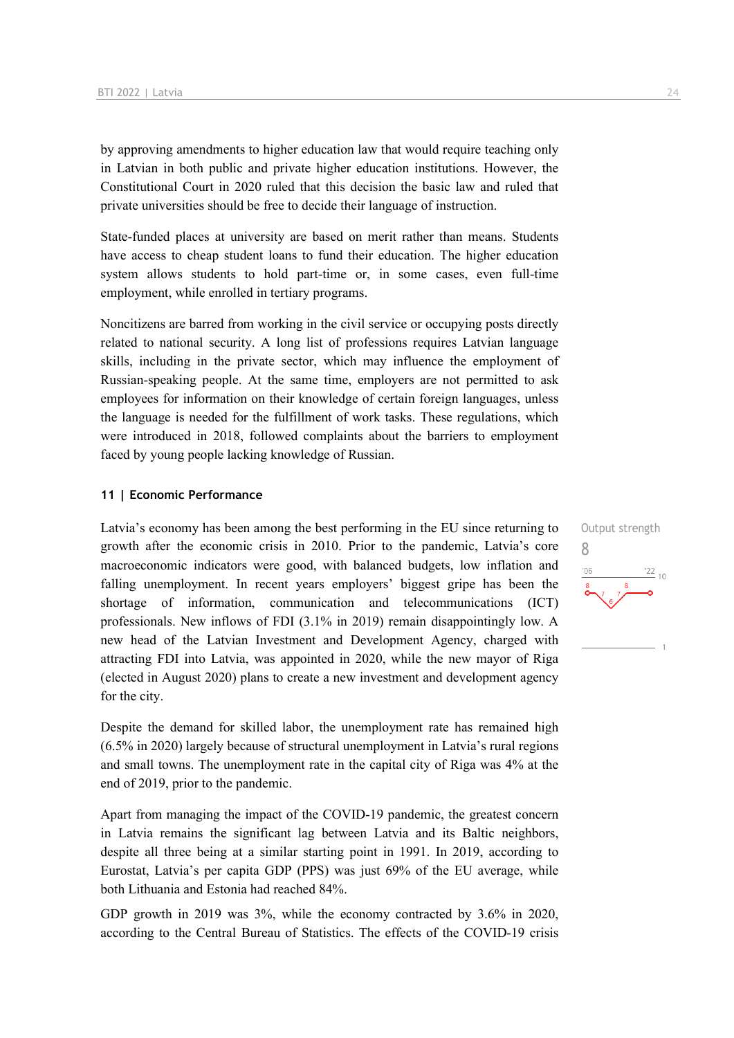by approving amendments to higher education law that would require teaching only in Latvian in both public and private higher education institutions. However, the Constitutional Court in 2020 ruled that this decision the basic law and ruled that private universities should be free to decide their language of instruction.

State-funded places at university are based on merit rather than means. Students have access to cheap student loans to fund their education. The higher education system allows students to hold part-time or, in some cases, even full-time employment, while enrolled in tertiary programs.

Noncitizens are barred from working in the civil service or occupying posts directly related to national security. A long list of professions requires Latvian language skills, including in the private sector, which may influence the employment of Russian-speaking people. At the same time, employers are not permitted to ask employees for information on their knowledge of certain foreign languages, unless the language is needed for the fulfillment of work tasks. These regulations, which were introduced in 2018, followed complaints about the barriers to employment faced by young people lacking knowledge of Russian.

### 11 | Economic Performance

Output strength

8

Latvia's economy has been among the best performing in the EU since returning to growth after the economic crisis in 2010. Prior to the pandemic, Latvia's core macroeconomic indicators were good, with balanced budgets, low inflation and falling unemployment. In recent years employers' biggest gripe has been the shortage of information, communication and telecommunications (ICT) professionals. New inflows of FDI (3.1% in 2019) remain disappointingly low. A new head of the Latvian Investment and Development Agency, charged with attracting FDI into Latvia, was appointed in 2020, while the new mayor of Riga (elected in August 2020) plans to create a new investment and development agency for the city.

Despite the demand for skilled labor, the unemployment rate has remained high (6.5% in 2020) largely because of structural unemployment in Latvia's rural regions and small towns. The unemployment rate in the capital city of Riga was 4% at the end of 2019, prior to the pandemic.

Apart from managing the impact of the COVID-19 pandemic, the greatest concern in Latvia remains the significant lag between Latvia and its Baltic neighbors, despite all three being at a similar starting point in 1991. In 2019, according to Eurostat, Latvia's per capita GDP (PPS) was just 69% of the EU average, while both Lithuania and Estonia had reached 84%.

GDP growth in 2019 was 3%, while the economy contracted by 3.6% in 2020, according to the Central Bureau of Statistics. The effects of the COVID-19 crisis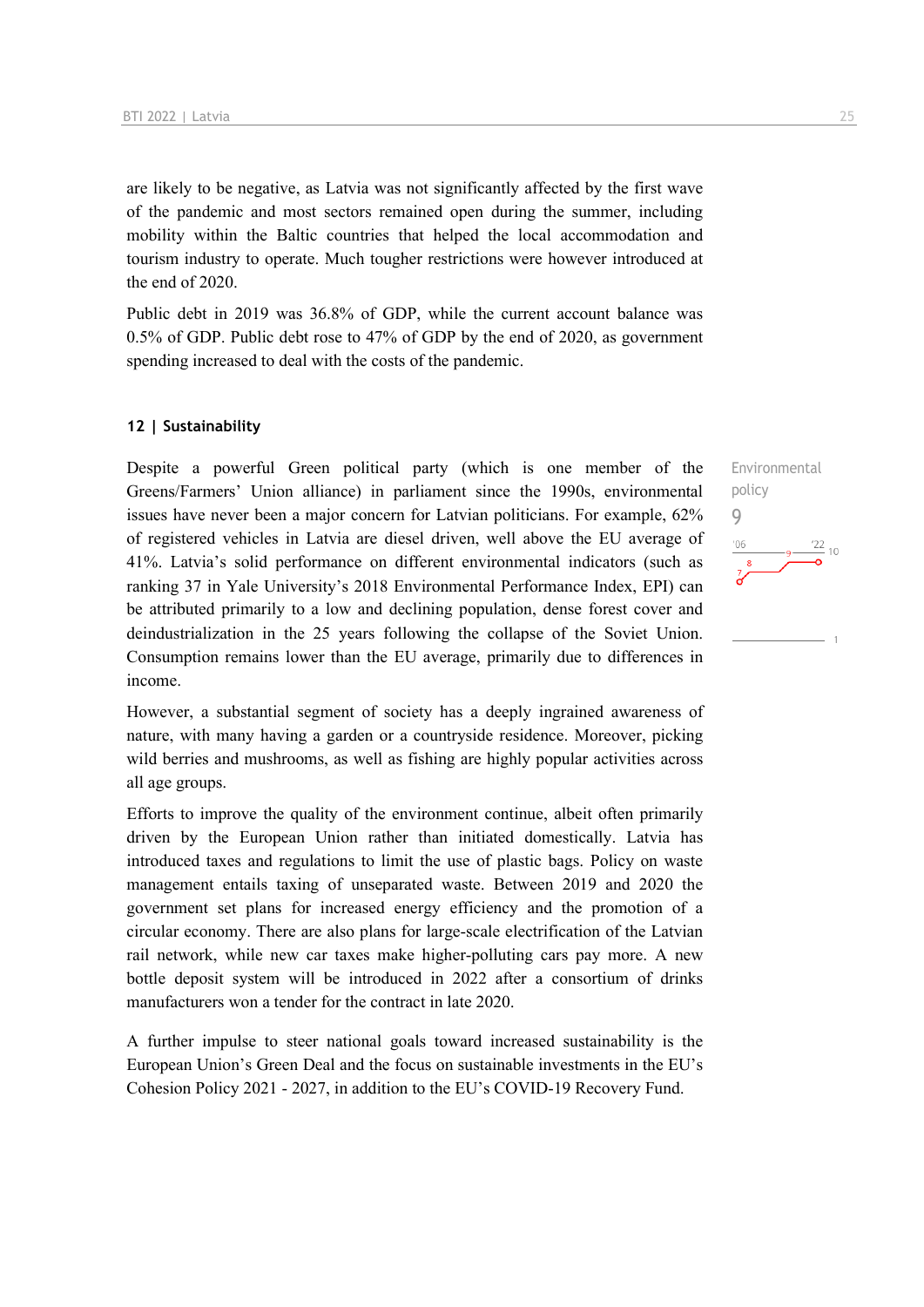are likely to be negative, as Latvia was not significantly affected by the first wave of the pandemic and most sectors remained open during the summer, including mobility within the Baltic countries that helped the local accommodation and tourism industry to operate. Much tougher restrictions were however introduced at the end of 2020.

Public debt in 2019 was 36.8% of GDP, while the current account balance was 0.5% of GDP. Public debt rose to 47% of GDP by the end of 2020, as government spending increased to deal with the costs of the pandemic.

### 12 | Sustainability

Environmental policy
9

Despite a powerful Green political party (which is one member of the Greens/Farmers' Union alliance) in parliament since the 1990s, environmental issues have never been a major concern for Latvian politicians. For example, 62% of registered vehicles in Latvia are diesel driven, well above the EU average of 41%. Latvia's solid performance on different environmental indicators (such as ranking 37 in Yale University's 2018 Environmental Performance Index, EPI) can be attributed primarily to a low and declining population, dense forest cover and deindustrialization in the 25 years following the collapse of the Soviet Union. Consumption remains lower than the EU average, primarily due to differences in income.

However, a substantial segment of society has a deeply ingrained awareness of nature, with many having a garden or a countryside residence. Moreover, picking wild berries and mushrooms, as well as fishing are highly popular activities across all age groups.

Efforts to improve the quality of the environment continue, albeit often primarily driven by the European Union rather than initiated domestically. Latvia has introduced taxes and regulations to limit the use of plastic bags. Policy on waste management entails taxing of unseparated waste. Between 2019 and 2020 the government set plans for increased energy efficiency and the promotion of a circular economy. There are also plans for large-scale electrification of the Latvian rail network, while new car taxes make higher-polluting cars pay more. A new bottle deposit system will be introduced in 2022 after a consortium of drinks manufacturers won a tender for the contract in late 2020.

A further impulse to steer national goals toward increased sustainability is the European Union's Green Deal and the focus on sustainable investments in the EU's Cohesion Policy 2021 - 2027, in addition to the EU's COVID-19 Recovery Fund.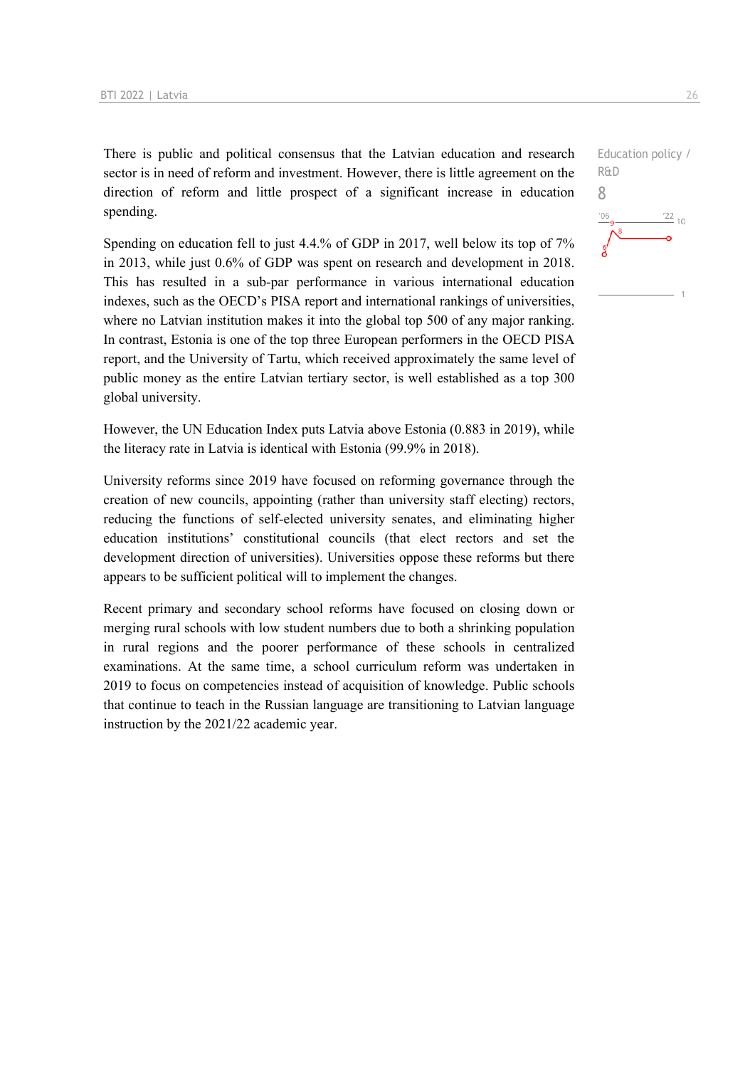There is public and political consensus that the Latvian education and research sector is in need of reform and investment. However, there is little agreement on the direction of reform and little prospect of a significant increase in education spending.

Education policy / R&D
8

Spending on education fell to just 4.4.% of GDP in 2017, well below its top of 7% in 2013, while just 0.6% of GDP was spent on research and development in 2018. This has resulted in a sub-par performance in various international education indexes, such as the OECD's PISA report and international rankings of universities, where no Latvian institution makes it into the global top 500 of any major ranking. In contrast, Estonia is one of the top three European performers in the OECD PISA report, and the University of Tartu, which received approximately the same level of public money as the entire Latvian tertiary sector, is well established as a top 300 global university.

However, the UN Education Index puts Latvia above Estonia (0.883 in 2019), while the literacy rate in Latvia is identical with Estonia (99.9% in 2018).

University reforms since 2019 have focused on reforming governance through the creation of new councils, appointing (rather than university staff electing) rectors, reducing the functions of self-elected university senates, and eliminating higher education institutions' constitutional councils (that elect rectors and set the development direction of universities). Universities oppose these reforms but there appears to be sufficient political will to implement the changes.

Recent primary and secondary school reforms have focused on closing down or merging rural schools with low student numbers due to both a shrinking population in rural regions and the poorer performance of these schools in centralized examinations. At the same time, a school curriculum reform was undertaken in 2019 to focus on competencies instead of acquisition of knowledge. Public schools that continue to teach in the Russian language are transitioning to Latvian language instruction by the 2021/22 academic year.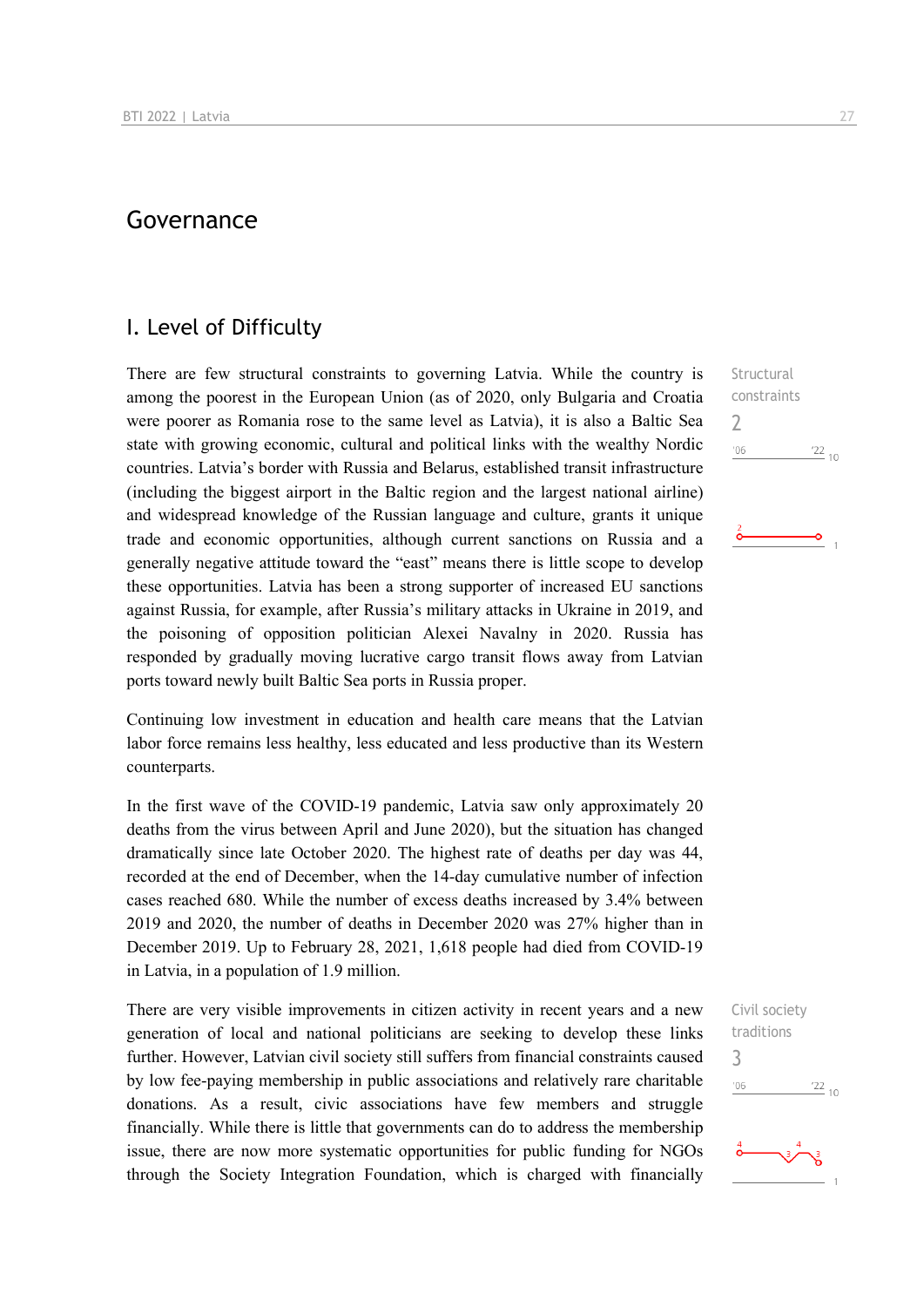# Governance

## I. Level of Difficulty

Structural constraints

2

There are few structural constraints to governing Latvia. While the country is among the poorest in the European Union (as of 2020, only Bulgaria and Croatia were poorer as Romania rose to the same level as Latvia), it is also a Baltic Sea state with growing economic, cultural and political links with the wealthy Nordic countries. Latvia's border with Russia and Belarus, established transit infrastructure (including the biggest airport in the Baltic region and the largest national airline) and widespread knowledge of the Russian language and culture, grants it unique trade and economic opportunities, although current sanctions on Russia and a generally negative attitude toward the "east" means there is little scope to develop these opportunities. Latvia has been a strong supporter of increased EU sanctions against Russia, for example, after Russia's military attacks in Ukraine in 2019, and the poisoning of opposition politician Alexei Navalny in 2020. Russia has responded by gradually moving lucrative cargo transit flows away from Latvian ports toward newly built Baltic Sea ports in Russia proper.

Continuing low investment in education and health care means that the Latvian labor force remains less healthy, less educated and less productive than its Western counterparts.

In the first wave of the COVID-19 pandemic, Latvia saw only approximately 20 deaths from the virus between April and June 2020), but the situation has changed dramatically since late October 2020. The highest rate of deaths per day was 44, recorded at the end of December, when the 14-day cumulative number of infection cases reached 680. While the number of excess deaths increased by 3.4% between 2019 and 2020, the number of deaths in December 2020 was 27% higher than in December 2019. Up to February 28, 2021, 1,618 people had died from COVID-19 in Latvia, in a population of 1.9 million.

Civil society traditions

3

There are very visible improvements in citizen activity in recent years and a new generation of local and national politicians are seeking to develop these links further. However, Latvian civil society still suffers from financial constraints caused by low fee-paying membership in public associations and relatively rare charitable donations. As a result, civic associations have few members and struggle financially. While there is little that governments can do to address the membership issue, there are now more systematic opportunities for public funding for NGOs through the Society Integration Foundation, which is charged with financially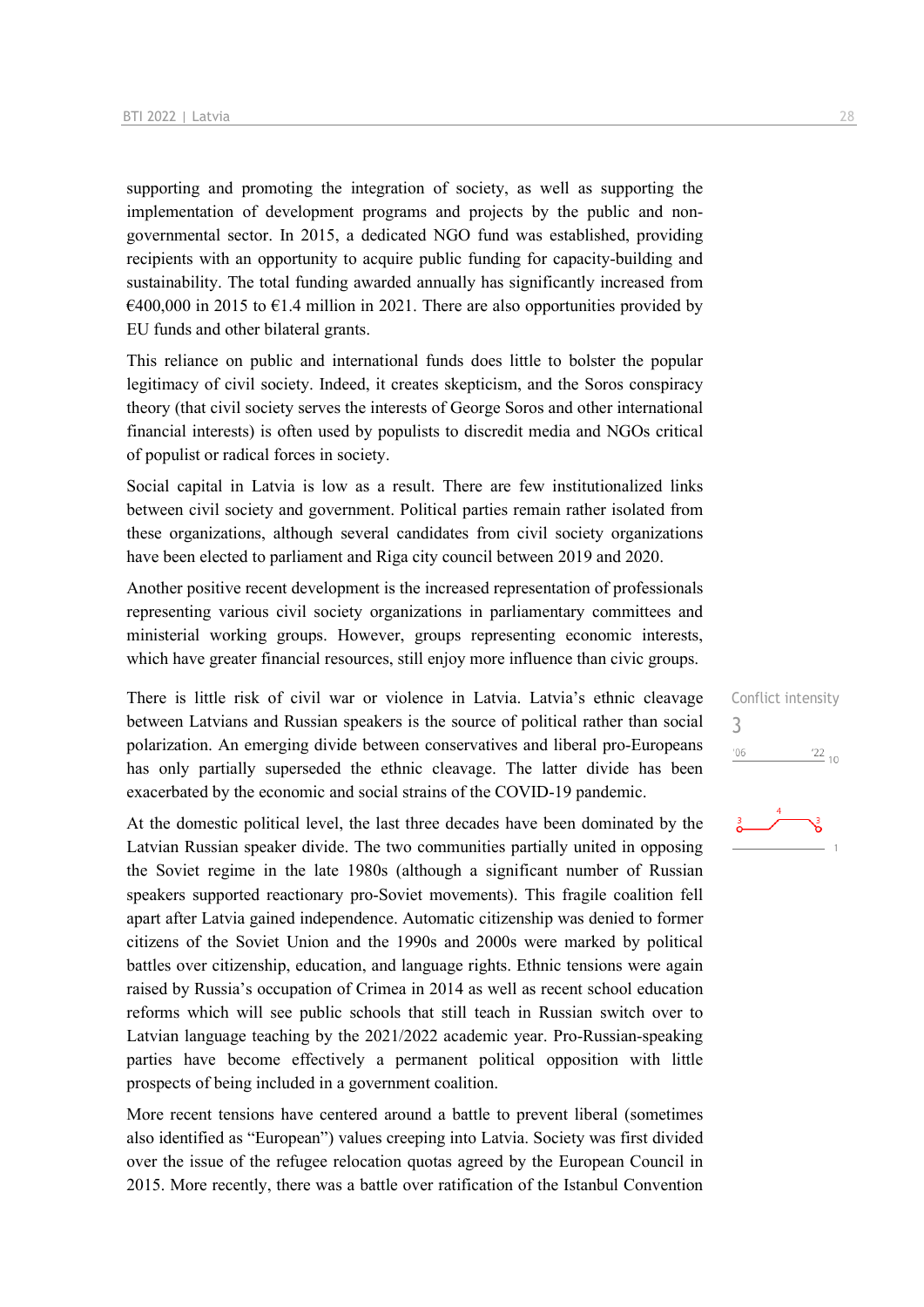supporting and promoting the integration of society, as well as supporting the implementation of development programs and projects by the public and non-governmental sector. In 2015, a dedicated NGO fund was established, providing recipients with an opportunity to acquire public funding for capacity-building and sustainability. The total funding awarded annually has significantly increased from €400,000 in 2015 to €1.4 million in 2021. There are also opportunities provided by EU funds and other bilateral grants.

This reliance on public and international funds does little to bolster the popular legitimacy of civil society. Indeed, it creates skepticism, and the Soros conspiracy theory (that civil society serves the interests of George Soros and other international financial interests) is often used by populists to discredit media and NGOs critical of populist or radical forces in society.

Social capital in Latvia is low as a result. There are few institutionalized links between civil society and government. Political parties remain rather isolated from these organizations, although several candidates from civil society organizations have been elected to parliament and Riga city council between 2019 and 2020.

Another positive recent development is the increased representation of professionals representing various civil society organizations in parliamentary committees and ministerial working groups. However, groups representing economic interests, which have greater financial resources, still enjoy more influence than civic groups.

Conflict intensity
3

There is little risk of civil war or violence in Latvia. Latvia's ethnic cleavage between Latvians and Russian speakers is the source of political rather than social polarization. An emerging divide between conservatives and liberal pro-Europeans has only partially superseded the ethnic cleavage. The latter divide has been exacerbated by the economic and social strains of the COVID-19 pandemic.

At the domestic political level, the last three decades have been dominated by the Latvian Russian speaker divide. The two communities partially united in opposing the Soviet regime in the late 1980s (although a significant number of Russian speakers supported reactionary pro-Soviet movements). This fragile coalition fell apart after Latvia gained independence. Automatic citizenship was denied to former citizens of the Soviet Union and the 1990s and 2000s were marked by political battles over citizenship, education, and language rights. Ethnic tensions were again raised by Russia's occupation of Crimea in 2014 as well as recent school education reforms which will see public schools that still teach in Russian switch over to Latvian language teaching by the 2021/2022 academic year. Pro-Russian-speaking parties have become effectively a permanent political opposition with little prospects of being included in a government coalition.

More recent tensions have centered around a battle to prevent liberal (sometimes also identified as "European") values creeping into Latvia. Society was first divided over the issue of the refugee relocation quotas agreed by the European Council in 2015. More recently, there was a battle over ratification of the Istanbul Convention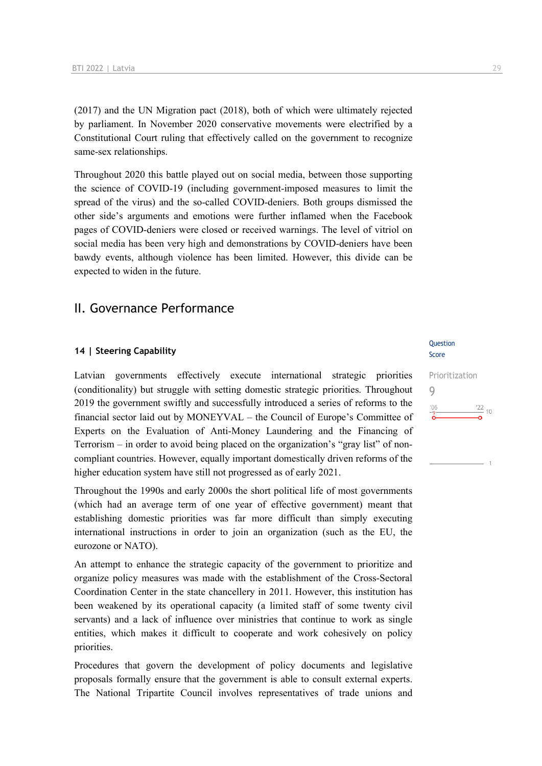(2017) and the UN Migration pact (2018), both of which were ultimately rejected by parliament. In November 2020 conservative movements were electrified by a Constitutional Court ruling that effectively called on the government to recognize same-sex relationships.

Throughout 2020 this battle played out on social media, between those supporting the science of COVID-19 (including government-imposed measures to limit the spread of the virus) and the so-called COVID-deniers. Both groups dismissed the other side's arguments and emotions were further inflamed when the Facebook pages of COVID-deniers were closed or received warnings. The level of vitriol on social media has been very high and demonstrations by COVID-deniers have been bawdy events, although violence has been limited. However, this divide can be expected to widen in the future.

## II. Governance Performance

### 14 | Steering Capability

Question Score

Prioritization
9

Latvian governments effectively execute international strategic priorities (conditionality) but struggle with setting domestic strategic priorities. Throughout 2019 the government swiftly and successfully introduced a series of reforms to the financial sector laid out by MONEYVAL – the Council of Europe's Committee of Experts on the Evaluation of Anti-Money Laundering and the Financing of Terrorism – in order to avoid being placed on the organization's "gray list" of non-compliant countries. However, equally important domestically driven reforms of the higher education system have still not progressed as of early 2021.

Throughout the 1990s and early 2000s the short political life of most governments (which had an average term of one year of effective government) meant that establishing domestic priorities was far more difficult than simply executing international instructions in order to join an organization (such as the EU, the eurozone or NATO).

An attempt to enhance the strategic capacity of the government to prioritize and organize policy measures was made with the establishment of the Cross-Sectoral Coordination Center in the state chancellery in 2011. However, this institution has been weakened by its operational capacity (a limited staff of some twenty civil servants) and a lack of influence over ministries that continue to work as single entities, which makes it difficult to cooperate and work cohesively on policy priorities.

Procedures that govern the development of policy documents and legislative proposals formally ensure that the government is able to consult external experts. The National Tripartite Council involves representatives of trade unions and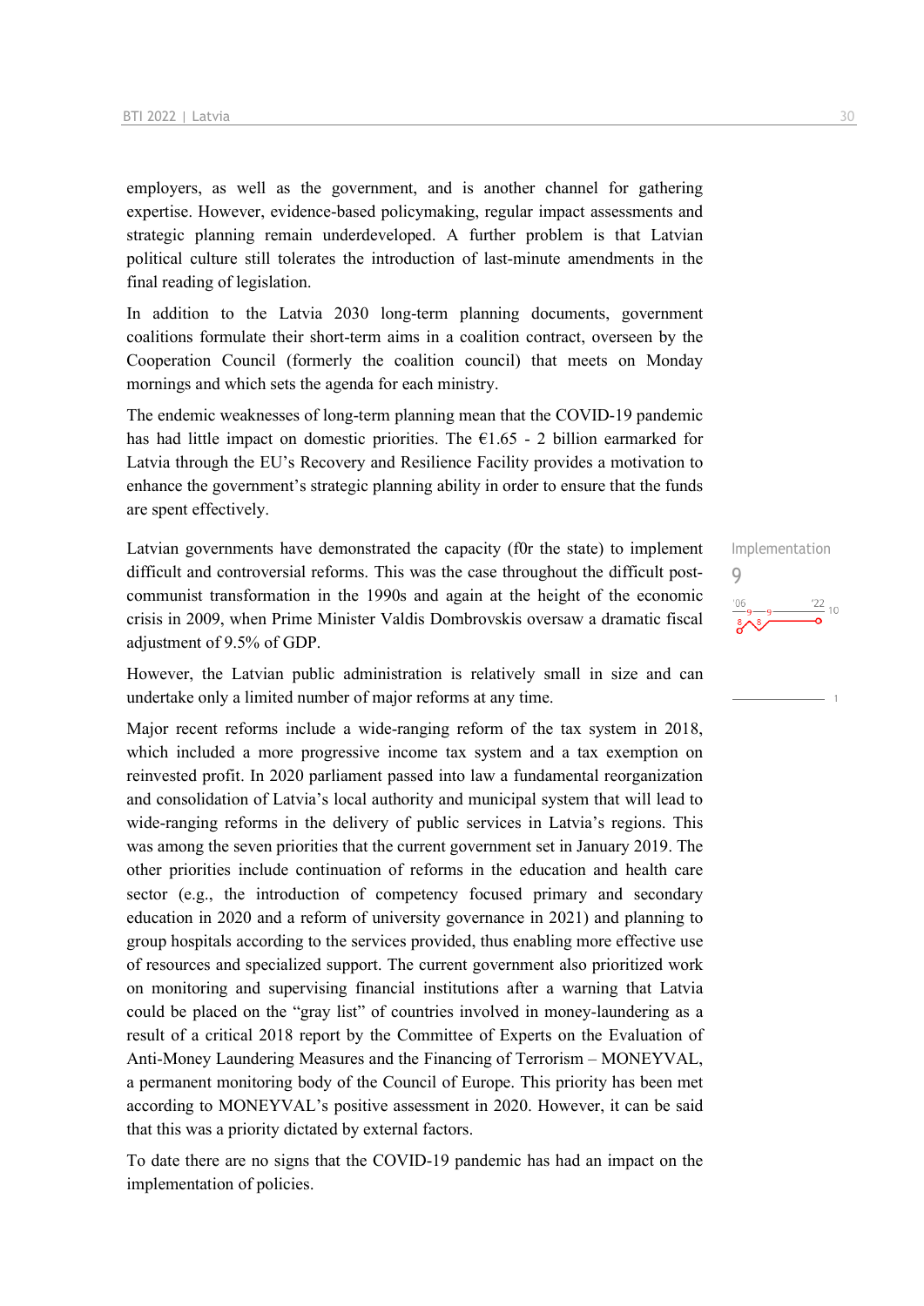employers, as well as the government, and is another channel for gathering expertise. However, evidence-based policymaking, regular impact assessments and strategic planning remain underdeveloped. A further problem is that Latvian political culture still tolerates the introduction of last-minute amendments in the final reading of legislation.

In addition to the Latvia 2030 long-term planning documents, government coalitions formulate their short-term aims in a coalition contract, overseen by the Cooperation Council (formerly the coalition council) that meets on Monday mornings and which sets the agenda for each ministry.

The endemic weaknesses of long-term planning mean that the COVID-19 pandemic has had little impact on domestic priorities. The €1.65 - 2 billion earmarked for Latvia through the EU's Recovery and Resilience Facility provides a motivation to enhance the government's strategic planning ability in order to ensure that the funds are spent effectively.

Implementation
9

Latvian governments have demonstrated the capacity (f0r the state) to implement difficult and controversial reforms. This was the case throughout the difficult post-communist transformation in the 1990s and again at the height of the economic crisis in 2009, when Prime Minister Valdis Dombrovskis oversaw a dramatic fiscal adjustment of 9.5% of GDP.

However, the Latvian public administration is relatively small in size and can undertake only a limited number of major reforms at any time.

Major recent reforms include a wide-ranging reform of the tax system in 2018, which included a more progressive income tax system and a tax exemption on reinvested profit. In 2020 parliament passed into law a fundamental reorganization and consolidation of Latvia's local authority and municipal system that will lead to wide-ranging reforms in the delivery of public services in Latvia's regions. This was among the seven priorities that the current government set in January 2019. The other priorities include continuation of reforms in the education and health care sector (e.g., the introduction of competency focused primary and secondary education in 2020 and a reform of university governance in 2021) and planning to group hospitals according to the services provided, thus enabling more effective use of resources and specialized support. The current government also prioritized work on monitoring and supervising financial institutions after a warning that Latvia could be placed on the "gray list" of countries involved in money-laundering as a result of a critical 2018 report by the Committee of Experts on the Evaluation of Anti-Money Laundering Measures and the Financing of Terrorism – MONEYVAL, a permanent monitoring body of the Council of Europe. This priority has been met according to MONEYVAL's positive assessment in 2020. However, it can be said that this was a priority dictated by external factors.

To date there are no signs that the COVID-19 pandemic has had an impact on the implementation of policies.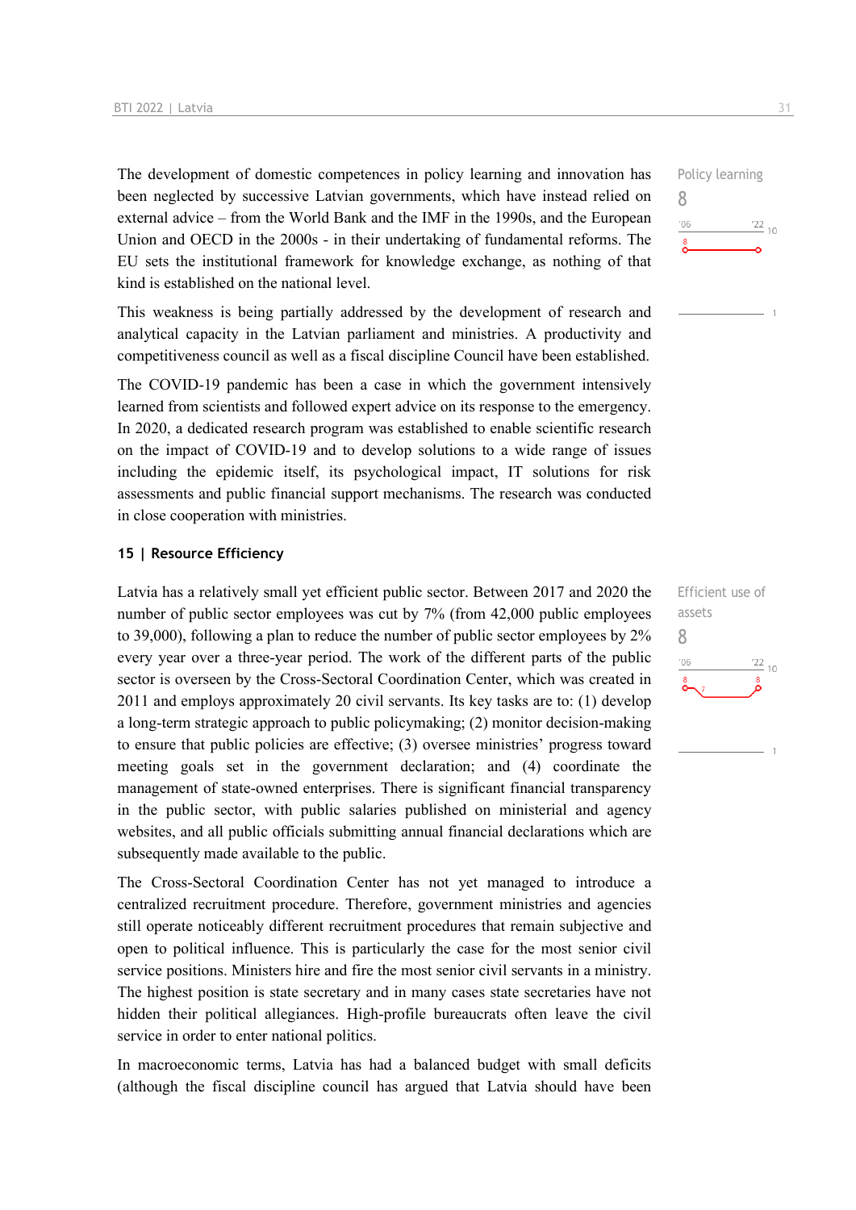The development of domestic competences in policy learning and innovation has been neglected by successive Latvian governments, which have instead relied on external advice – from the World Bank and the IMF in the 1990s, and the European Union and OECD in the 2000s - in their undertaking of fundamental reforms. The EU sets the institutional framework for knowledge exchange, as nothing of that kind is established on the national level.

Policy learning
8

This weakness is being partially addressed by the development of research and analytical capacity in the Latvian parliament and ministries. A productivity and competitiveness council as well as a fiscal discipline Council have been established.

The COVID-19 pandemic has been a case in which the government intensively learned from scientists and followed expert advice on its response to the emergency. In 2020, a dedicated research program was established to enable scientific research on the impact of COVID-19 and to develop solutions to a wide range of issues including the epidemic itself, its psychological impact, IT solutions for risk assessments and public financial support mechanisms. The research was conducted in close cooperation with ministries.

## 15 | Resource Efficiency

Latvia has a relatively small yet efficient public sector. Between 2017 and 2020 the number of public sector employees was cut by 7% (from 42,000 public employees to 39,000), following a plan to reduce the number of public sector employees by 2% every year over a three-year period. The work of the different parts of the public sector is overseen by the Cross-Sectoral Coordination Center, which was created in 2011 and employs approximately 20 civil servants. Its key tasks are to: (1) develop a long-term strategic approach to public policymaking; (2) monitor decision-making to ensure that public policies are effective; (3) oversee ministries' progress toward meeting goals set in the government declaration; and (4) coordinate the management of state-owned enterprises. There is significant financial transparency in the public sector, with public salaries published on ministerial and agency websites, and all public officials submitting annual financial declarations which are subsequently made available to the public.

Efficient use of assets
8

The Cross-Sectoral Coordination Center has not yet managed to introduce a centralized recruitment procedure. Therefore, government ministries and agencies still operate noticeably different recruitment procedures that remain subjective and open to political influence. This is particularly the case for the most senior civil service positions. Ministers hire and fire the most senior civil servants in a ministry. The highest position is state secretary and in many cases state secretaries have not hidden their political allegiances. High-profile bureaucrats often leave the civil service in order to enter national politics.

In macroeconomic terms, Latvia has had a balanced budget with small deficits (although the fiscal discipline council has argued that Latvia should have been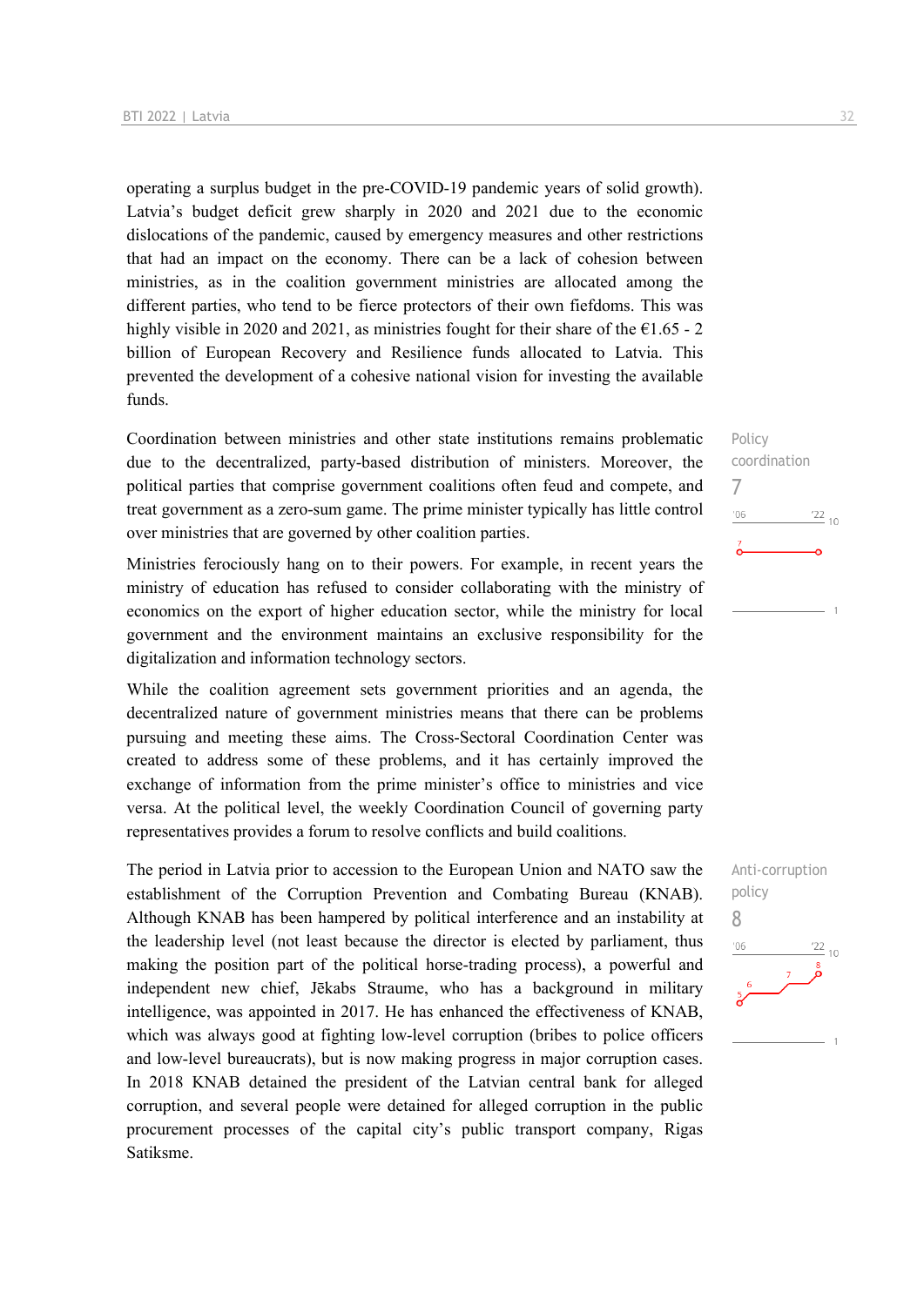operating a surplus budget in the pre-COVID-19 pandemic years of solid growth). Latvia's budget deficit grew sharply in 2020 and 2021 due to the economic dislocations of the pandemic, caused by emergency measures and other restrictions that had an impact on the economy. There can be a lack of cohesion between ministries, as in the coalition government ministries are allocated among the different parties, who tend to be fierce protectors of their own fiefdoms. This was highly visible in 2020 and 2021, as ministries fought for their share of the €1.65 - 2 billion of European Recovery and Resilience funds allocated to Latvia. This prevented the development of a cohesive national vision for investing the available funds.

Policy coordination
7

Coordination between ministries and other state institutions remains problematic due to the decentralized, party-based distribution of ministers. Moreover, the political parties that comprise government coalitions often feud and compete, and treat government as a zero-sum game. The prime minister typically has little control over ministries that are governed by other coalition parties.

Ministries ferociously hang on to their powers. For example, in recent years the ministry of education has refused to consider collaborating with the ministry of economics on the export of higher education sector, while the ministry for local government and the environment maintains an exclusive responsibility for the digitalization and information technology sectors.

While the coalition agreement sets government priorities and an agenda, the decentralized nature of government ministries means that there can be problems pursuing and meeting these aims. The Cross-Sectoral Coordination Center was created to address some of these problems, and it has certainly improved the exchange of information from the prime minister's office to ministries and vice versa. At the political level, the weekly Coordination Council of governing party representatives provides a forum to resolve conflicts and build coalitions.

Anti-corruption policy
8

The period in Latvia prior to accession to the European Union and NATO saw the establishment of the Corruption Prevention and Combating Bureau (KNAB). Although KNAB has been hampered by political interference and an instability at the leadership level (not least because the director is elected by parliament, thus making the position part of the political horse-trading process), a powerful and independent new chief, Jēkabs Straume, who has a background in military intelligence, was appointed in 2017. He has enhanced the effectiveness of KNAB, which was always good at fighting low-level corruption (bribes to police officers and low-level bureaucrats), but is now making progress in major corruption cases. In 2018 KNAB detained the president of the Latvian central bank for alleged corruption, and several people were detained for alleged corruption in the public procurement processes of the capital city's public transport company, Rigas Satiksme.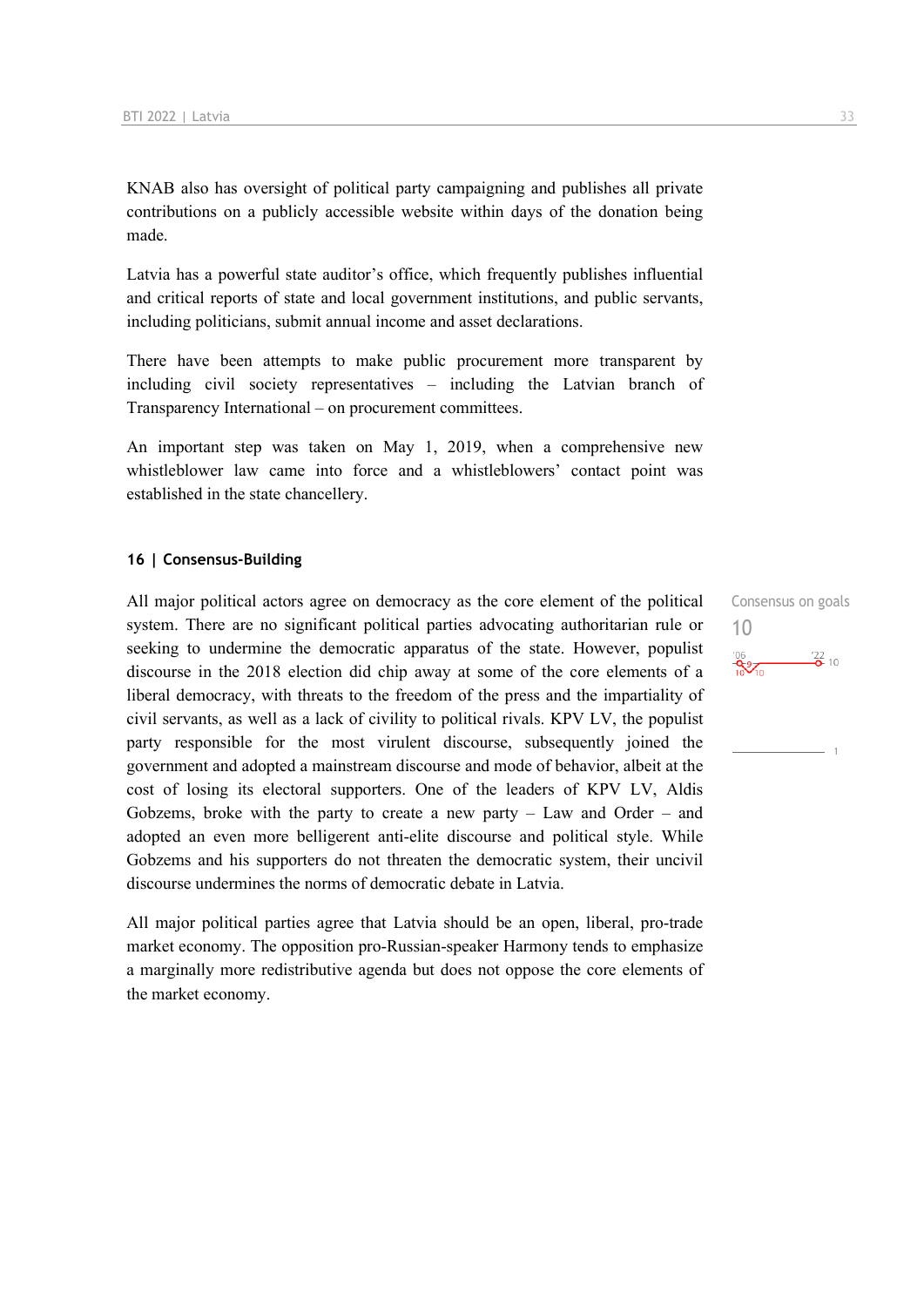KNAB also has oversight of political party campaigning and publishes all private contributions on a publicly accessible website within days of the donation being made.

Latvia has a powerful state auditor's office, which frequently publishes influential and critical reports of state and local government institutions, and public servants, including politicians, submit annual income and asset declarations.

There have been attempts to make public procurement more transparent by including civil society representatives – including the Latvian branch of Transparency International – on procurement committees.

An important step was taken on May 1, 2019, when a comprehensive new whistleblower law came into force and a whistleblowers' contact point was established in the state chancellery.

## 16 | Consensus-Building

Consensus on goals
10

All major political actors agree on democracy as the core element of the political system. There are no significant political parties advocating authoritarian rule or seeking to undermine the democratic apparatus of the state. However, populist discourse in the 2018 election did chip away at some of the core elements of a liberal democracy, with threats to the freedom of the press and the impartiality of civil servants, as well as a lack of civility to political rivals. KPV LV, the populist party responsible for the most virulent discourse, subsequently joined the government and adopted a mainstream discourse and mode of behavior, albeit at the cost of losing its electoral supporters. One of the leaders of KPV LV, Aldis Gobzems, broke with the party to create a new party – Law and Order – and adopted an even more belligerent anti-elite discourse and political style. While Gobzems and his supporters do not threaten the democratic system, their uncivil discourse undermines the norms of democratic debate in Latvia.

All major political parties agree that Latvia should be an open, liberal, pro-trade market economy. The opposition pro-Russian-speaker Harmony tends to emphasize a marginally more redistributive agenda but does not oppose the core elements of the market economy.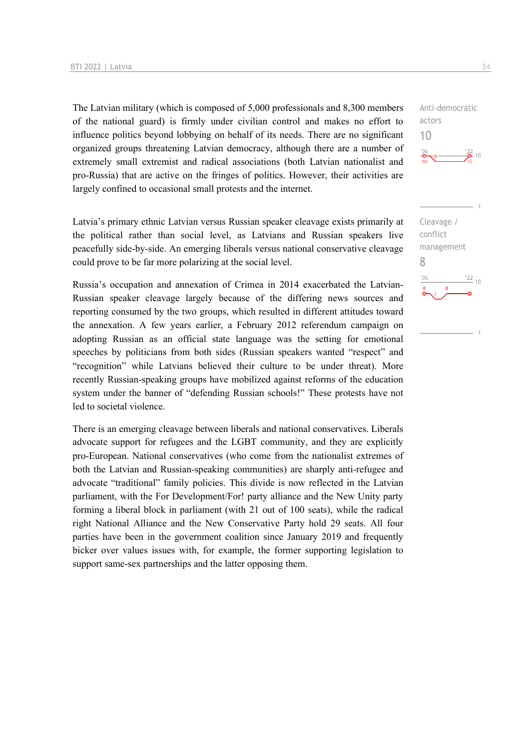The Latvian military (which is composed of 5,000 professionals and 8,300 members of the national guard) is firmly under civilian control and makes no effort to influence politics beyond lobbying on behalf of its needs. There are no significant organized groups threatening Latvian democracy, although there are a number of extremely small extremist and radical associations (both Latvian nationalist and pro-Russia) that are active on the fringes of politics. However, their activities are largely confined to occasional small protests and the internet.

Anti-democratic actors
10

Latvia's primary ethnic Latvian versus Russian speaker cleavage exists primarily at the political rather than social level, as Latvians and Russian speakers live peacefully side-by-side. An emerging liberals versus national conservative cleavage could prove to be far more polarizing at the social level.

Cleavage / conflict management
8

Russia's occupation and annexation of Crimea in 2014 exacerbated the Latvian-Russian speaker cleavage largely because of the differing news sources and reporting consumed by the two groups, which resulted in different attitudes toward the annexation. A few years earlier, a February 2012 referendum campaign on adopting Russian as an official state language was the setting for emotional speeches by politicians from both sides (Russian speakers wanted "respect" and "recognition" while Latvians believed their culture to be under threat). More recently Russian-speaking groups have mobilized against reforms of the education system under the banner of "defending Russian schools!" These protests have not led to societal violence.

There is an emerging cleavage between liberals and national conservatives. Liberals advocate support for refugees and the LGBT community, and they are explicitly pro-European. National conservatives (who come from the nationalist extremes of both the Latvian and Russian-speaking communities) are sharply anti-refugee and advocate "traditional" family policies. This divide is now reflected in the Latvian parliament, with the For Development/For! party alliance and the New Unity party forming a liberal block in parliament (with 21 out of 100 seats), while the radical right National Alliance and the New Conservative Party hold 29 seats. All four parties have been in the government coalition since January 2019 and frequently bicker over values issues with, for example, the former supporting legislation to support same-sex partnerships and the latter opposing them.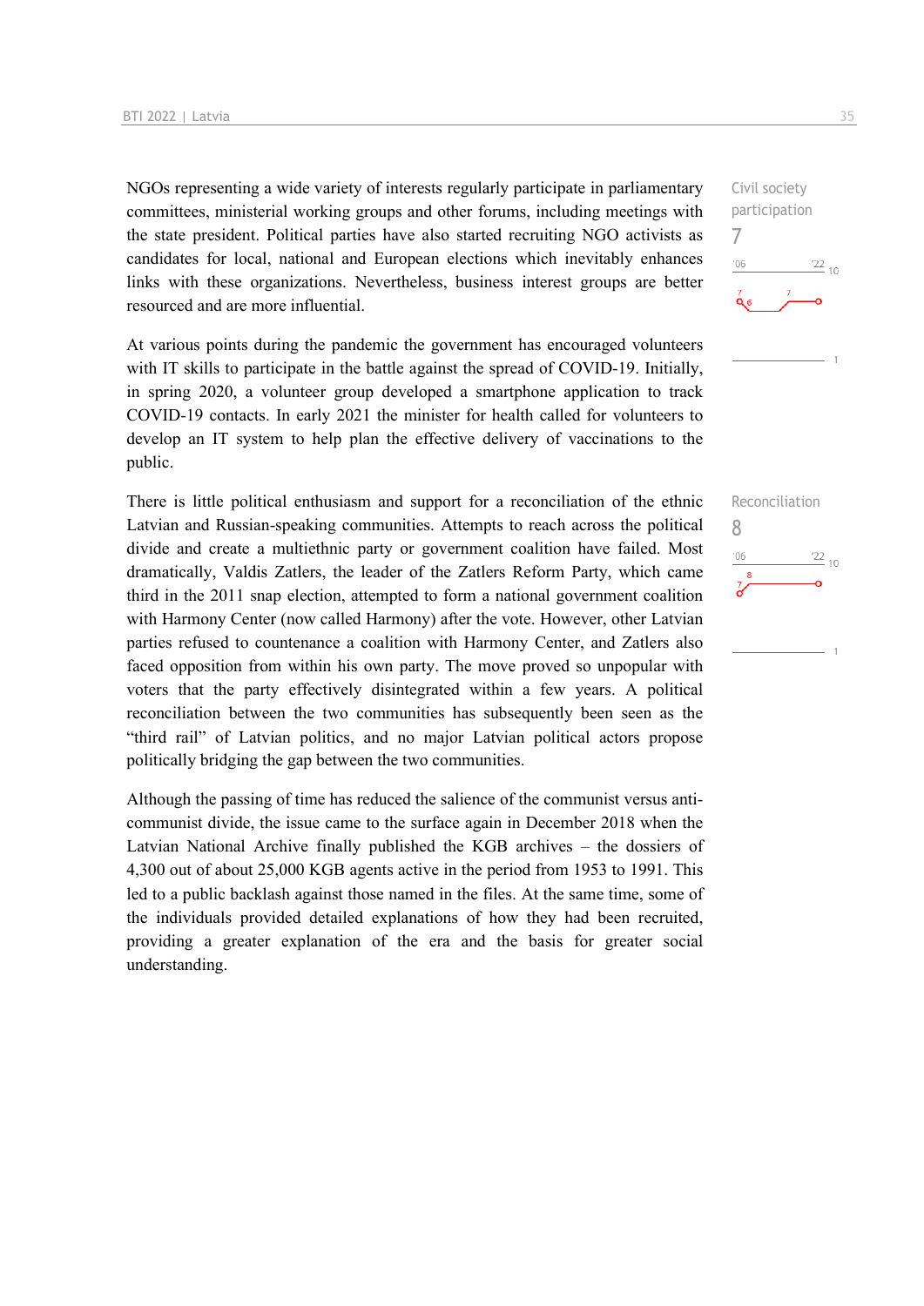NGOs representing a wide variety of interests regularly participate in parliamentary committees, ministerial working groups and other forums, including meetings with the state president. Political parties have also started recruiting NGO activists as candidates for local, national and European elections which inevitably enhances links with these organizations. Nevertheless, business interest groups are better resourced and are more influential.

Civil society participation
7

At various points during the pandemic the government has encouraged volunteers with IT skills to participate in the battle against the spread of COVID-19. Initially, in spring 2020, a volunteer group developed a smartphone application to track COVID-19 contacts. In early 2021 the minister for health called for volunteers to develop an IT system to help plan the effective delivery of vaccinations to the public.

There is little political enthusiasm and support for a reconciliation of the ethnic Latvian and Russian-speaking communities. Attempts to reach across the political divide and create a multiethnic party or government coalition have failed. Most dramatically, Valdis Zatlers, the leader of the Zatlers Reform Party, which came third in the 2011 snap election, attempted to form a national government coalition with Harmony Center (now called Harmony) after the vote. However, other Latvian parties refused to countenance a coalition with Harmony Center, and Zatlers also faced opposition from within his own party. The move proved so unpopular with voters that the party effectively disintegrated within a few years. A political reconciliation between the two communities has subsequently been seen as the "third rail" of Latvian politics, and no major Latvian political actors propose politically bridging the gap between the two communities.

Reconciliation
8

Although the passing of time has reduced the salience of the communist versus anti-communist divide, the issue came to the surface again in December 2018 when the Latvian National Archive finally published the KGB archives – the dossiers of 4,300 out of about 25,000 KGB agents active in the period from 1953 to 1991. This led to a public backlash against those named in the files. At the same time, some of the individuals provided detailed explanations of how they had been recruited, providing a greater explanation of the era and the basis for greater social understanding.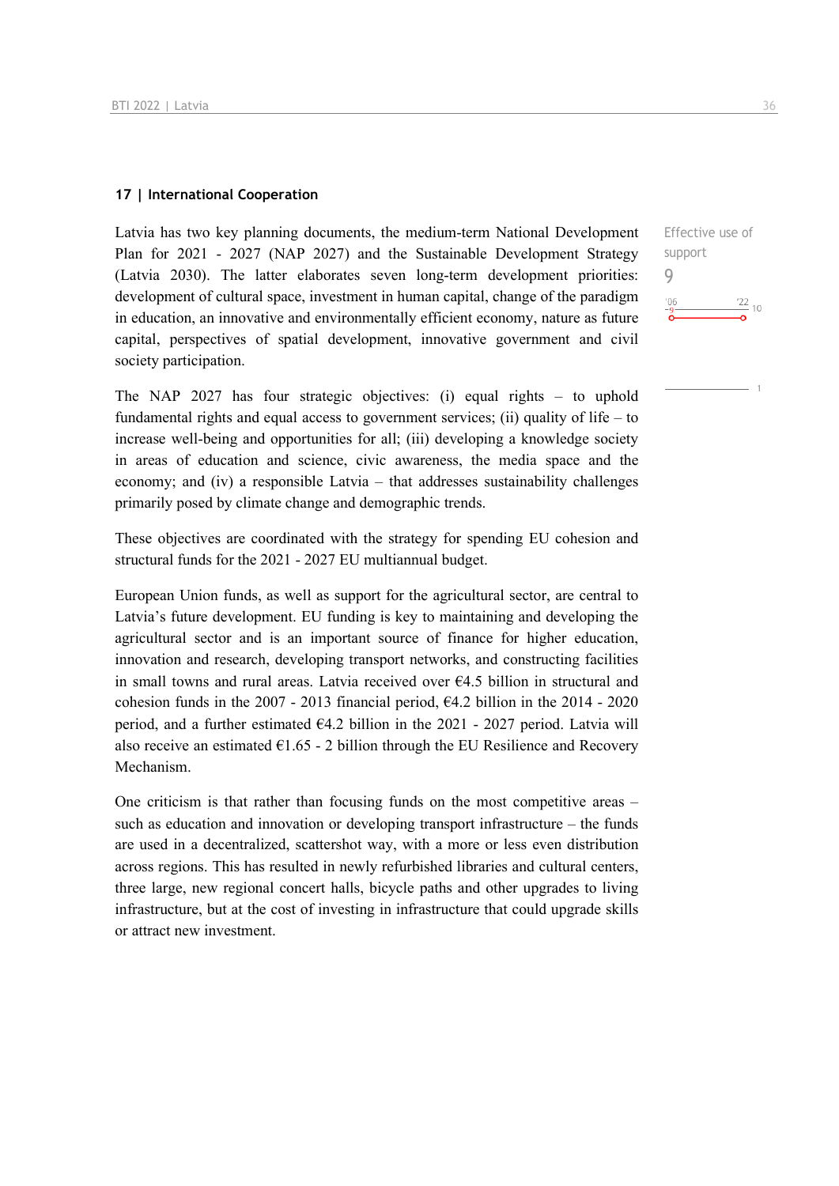## 17 | International Cooperation

Effective use of support

9

'06 '22 10

9

1

Latvia has two key planning documents, the medium-term National Development Plan for 2021 - 2027 (NAP 2027) and the Sustainable Development Strategy (Latvia 2030). The latter elaborates seven long-term development priorities: development of cultural space, investment in human capital, change of the paradigm in education, an innovative and environmentally efficient economy, nature as future capital, perspectives of spatial development, innovative government and civil society participation.

The NAP 2027 has four strategic objectives: (i) equal rights – to uphold fundamental rights and equal access to government services; (ii) quality of life – to increase well-being and opportunities for all; (iii) developing a knowledge society in areas of education and science, civic awareness, the media space and the economy; and (iv) a responsible Latvia – that addresses sustainability challenges primarily posed by climate change and demographic trends.

These objectives are coordinated with the strategy for spending EU cohesion and structural funds for the 2021 - 2027 EU multiannual budget.

European Union funds, as well as support for the agricultural sector, are central to Latvia's future development. EU funding is key to maintaining and developing the agricultural sector and is an important source of finance for higher education, innovation and research, developing transport networks, and constructing facilities in small towns and rural areas. Latvia received over €4.5 billion in structural and cohesion funds in the 2007 - 2013 financial period, €4.2 billion in the 2014 - 2020 period, and a further estimated €4.2 billion in the 2021 - 2027 period. Latvia will also receive an estimated €1.65 - 2 billion through the EU Resilience and Recovery Mechanism.

One criticism is that rather than focusing funds on the most competitive areas – such as education and innovation or developing transport infrastructure – the funds are used in a decentralized, scattershot way, with a more or less even distribution across regions. This has resulted in newly refurbished libraries and cultural centers, three large, new regional concert halls, bicycle paths and other upgrades to living infrastructure, but at the cost of investing in infrastructure that could upgrade skills or attract new investment.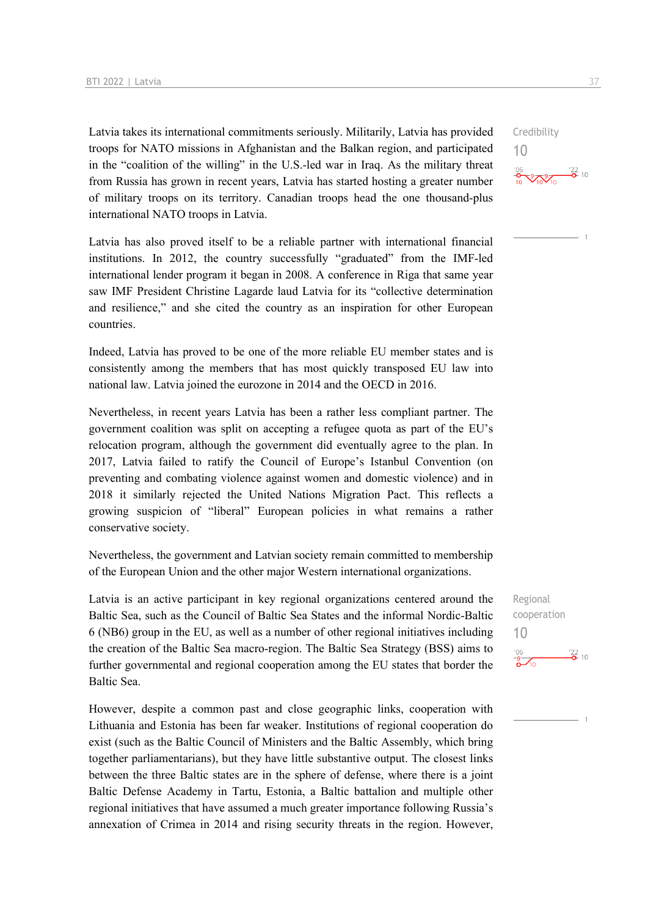Latvia takes its international commitments seriously. Militarily, Latvia has provided troops for NATO missions in Afghanistan and the Balkan region, and participated in the "coalition of the willing" in the U.S.-led war in Iraq. As the military threat from Russia has grown in recent years, Latvia has started hosting a greater number of military troops on its territory. Canadian troops head the one thousand-plus international NATO troops in Latvia.

Credibility
10

Latvia has also proved itself to be a reliable partner with international financial institutions. In 2012, the country successfully "graduated" from the IMF-led international lender program it began in 2008. A conference in Riga that same year saw IMF President Christine Lagarde laud Latvia for its "collective determination and resilience," and she cited the country as an inspiration for other European countries.

Indeed, Latvia has proved to be one of the more reliable EU member states and is consistently among the members that has most quickly transposed EU law into national law. Latvia joined the eurozone in 2014 and the OECD in 2016.

Nevertheless, in recent years Latvia has been a rather less compliant partner. The government coalition was split on accepting a refugee quota as part of the EU's relocation program, although the government did eventually agree to the plan. In 2017, Latvia failed to ratify the Council of Europe's Istanbul Convention (on preventing and combating violence against women and domestic violence) and in 2018 it similarly rejected the United Nations Migration Pact. This reflects a growing suspicion of "liberal" European policies in what remains a rather conservative society.

Nevertheless, the government and Latvian society remain committed to membership of the European Union and the other major Western international organizations.

Latvia is an active participant in key regional organizations centered around the Baltic Sea, such as the Council of Baltic Sea States and the informal Nordic-Baltic 6 (NB6) group in the EU, as well as a number of other regional initiatives including the creation of the Baltic Sea macro-region. The Baltic Sea Strategy (BSS) aims to further governmental and regional cooperation among the EU states that border the Baltic Sea.

Regional cooperation
10

However, despite a common past and close geographic links, cooperation with Lithuania and Estonia has been far weaker. Institutions of regional cooperation do exist (such as the Baltic Council of Ministers and the Baltic Assembly, which bring together parliamentarians), but they have little substantive output. The closest links between the three Baltic states are in the sphere of defense, where there is a joint Baltic Defense Academy in Tartu, Estonia, a Baltic battalion and multiple other regional initiatives that have assumed a much greater importance following Russia's annexation of Crimea in 2014 and rising security threats in the region. However,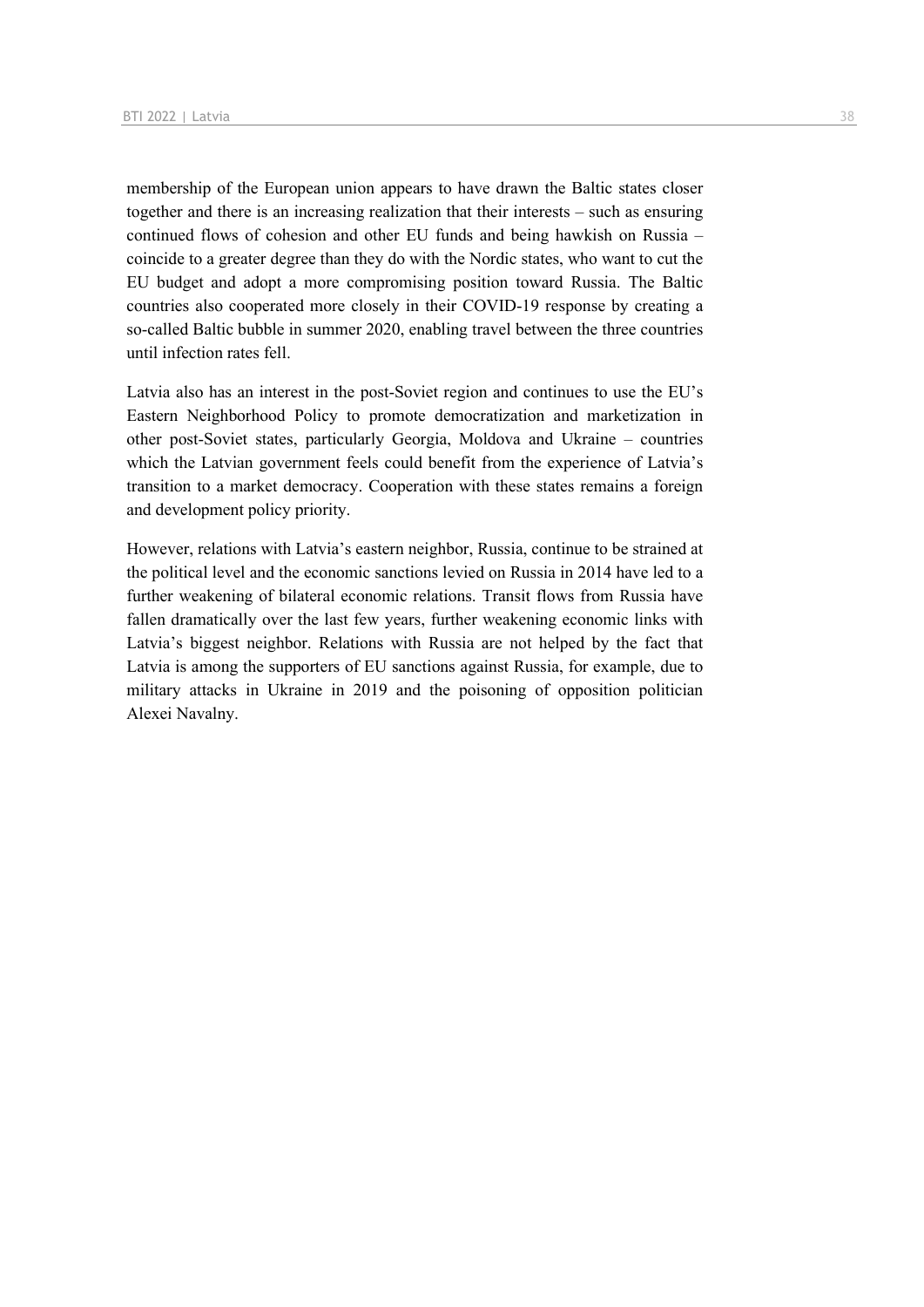membership of the European union appears to have drawn the Baltic states closer together and there is an increasing realization that their interests – such as ensuring continued flows of cohesion and other EU funds and being hawkish on Russia – coincide to a greater degree than they do with the Nordic states, who want to cut the EU budget and adopt a more compromising position toward Russia. The Baltic countries also cooperated more closely in their COVID-19 response by creating a so-called Baltic bubble in summer 2020, enabling travel between the three countries until infection rates fell.

Latvia also has an interest in the post-Soviet region and continues to use the EU's Eastern Neighborhood Policy to promote democratization and marketization in other post-Soviet states, particularly Georgia, Moldova and Ukraine – countries which the Latvian government feels could benefit from the experience of Latvia's transition to a market democracy. Cooperation with these states remains a foreign and development policy priority.

However, relations with Latvia's eastern neighbor, Russia, continue to be strained at the political level and the economic sanctions levied on Russia in 2014 have led to a further weakening of bilateral economic relations. Transit flows from Russia have fallen dramatically over the last few years, further weakening economic links with Latvia's biggest neighbor. Relations with Russia are not helped by the fact that Latvia is among the supporters of EU sanctions against Russia, for example, due to military attacks in Ukraine in 2019 and the poisoning of opposition politician Alexei Navalny.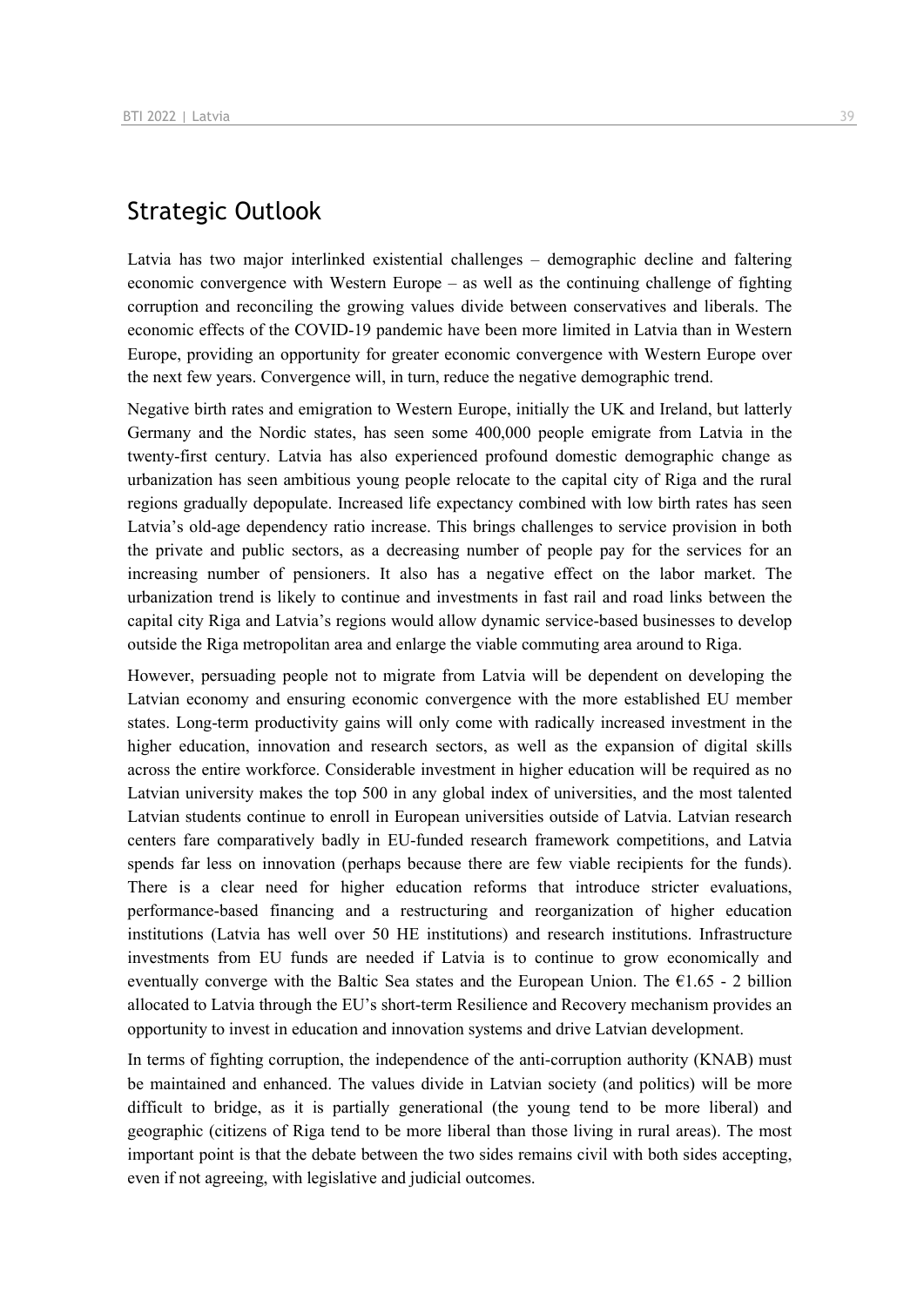## Strategic Outlook

Latvia has two major interlinked existential challenges – demographic decline and faltering economic convergence with Western Europe – as well as the continuing challenge of fighting corruption and reconciling the growing values divide between conservatives and liberals. The economic effects of the COVID-19 pandemic have been more limited in Latvia than in Western Europe, providing an opportunity for greater economic convergence with Western Europe over the next few years. Convergence will, in turn, reduce the negative demographic trend.

Negative birth rates and emigration to Western Europe, initially the UK and Ireland, but latterly Germany and the Nordic states, has seen some 400,000 people emigrate from Latvia in the twenty-first century. Latvia has also experienced profound domestic demographic change as urbanization has seen ambitious young people relocate to the capital city of Riga and the rural regions gradually depopulate. Increased life expectancy combined with low birth rates has seen Latvia's old-age dependency ratio increase. This brings challenges to service provision in both the private and public sectors, as a decreasing number of people pay for the services for an increasing number of pensioners. It also has a negative effect on the labor market. The urbanization trend is likely to continue and investments in fast rail and road links between the capital city Riga and Latvia's regions would allow dynamic service-based businesses to develop outside the Riga metropolitan area and enlarge the viable commuting area around to Riga.

However, persuading people not to migrate from Latvia will be dependent on developing the Latvian economy and ensuring economic convergence with the more established EU member states. Long-term productivity gains will only come with radically increased investment in the higher education, innovation and research sectors, as well as the expansion of digital skills across the entire workforce. Considerable investment in higher education will be required as no Latvian university makes the top 500 in any global index of universities, and the most talented Latvian students continue to enroll in European universities outside of Latvia. Latvian research centers fare comparatively badly in EU-funded research framework competitions, and Latvia spends far less on innovation (perhaps because there are few viable recipients for the funds). There is a clear need for higher education reforms that introduce stricter evaluations, performance-based financing and a restructuring and reorganization of higher education institutions (Latvia has well over 50 HE institutions) and research institutions. Infrastructure investments from EU funds are needed if Latvia is to continue to grow economically and eventually converge with the Baltic Sea states and the European Union. The €1.65 - 2 billion allocated to Latvia through the EU's short-term Resilience and Recovery mechanism provides an opportunity to invest in education and innovation systems and drive Latvian development.

In terms of fighting corruption, the independence of the anti-corruption authority (KNAB) must be maintained and enhanced. The values divide in Latvian society (and politics) will be more difficult to bridge, as it is partially generational (the young tend to be more liberal) and geographic (citizens of Riga tend to be more liberal than those living in rural areas). The most important point is that the debate between the two sides remains civil with both sides accepting, even if not agreeing, with legislative and judicial outcomes.